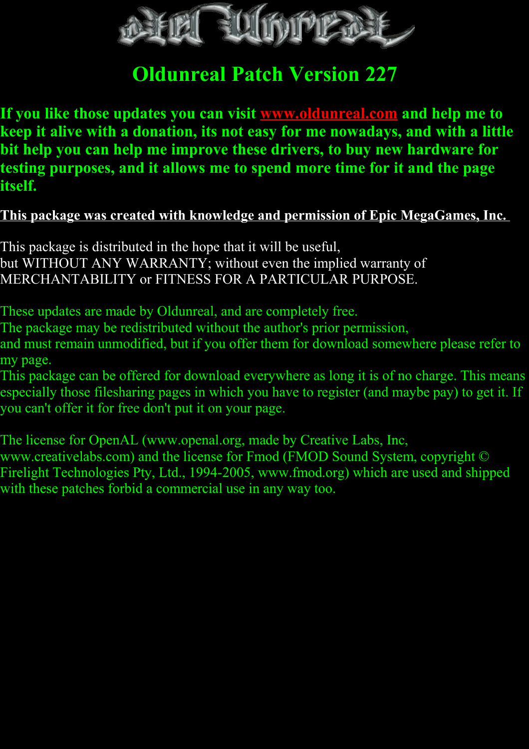# Oldunreal Patch Version 227

**If you like those updates you can visit [www.oldunreal.com](http://www.oldunreal.com) and help me to keep it alive with a donation, its not easy for me nowadays, and with a little bit help you can help me improve these drivers, to buy new hardware for testing purposes, and it allows me to spend more time for it and the page itself.**

**This package was created with knowledge and permission of Epic MegaGames, Inc.**

This package is distributed in the hope that it will be useful,
but WITHOUT ANY WARRANTY; without even the implied warranty of
MERCHANTABILITY or FITNESS FOR A PARTICULAR PURPOSE.

These updates are made by Oldunreal, and are completely free.
The package may be redistributed without the author's prior permission,
and must remain unmodified, but if you offer them for download somewhere please refer to my page.
This package can be offered for download everywhere as long it is of no charge. This means especially those filesharing pages in which you have to register (and maybe pay) to get it. If you can't offer it for free don't put it on your page.

The license for OpenAL (www.openal.org, made by Creative Labs, Inc, www.creativelabs.com) and the license for Fmod (FMOD Sound System, copyright © Firelight Technologies Pty, Ltd., 1994-2005, www.fmod.org) which are used and shipped with these patches forbid a commercial use in any way too.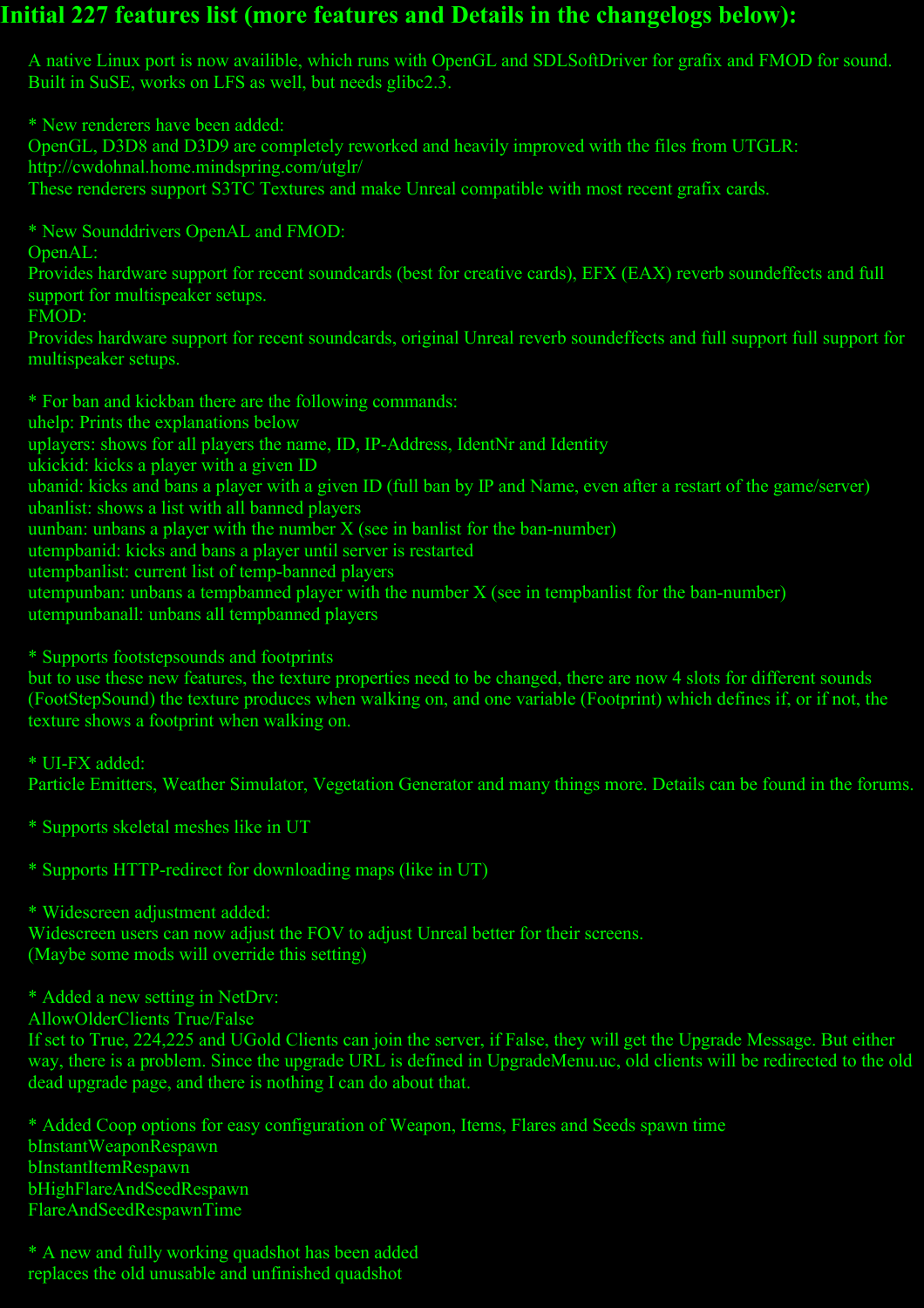## Initial 227 features list (more features and Details in the changelogs below):

A native Linux port is now availible, which runs with OpenGL and SDLSoftDriver for grafix and FMOD for sound. Built in SuSE, works on LFS as well, but needs glibc2.3.

* New renderers have been added:
OpenGL, D3D8 and D3D9 are completely reworked and heavily improved with the files from UTGLR:
http://cwdohnal.home.mindspring.com/utglr/
These renderers support S3TC Textures and make Unreal compatible with most recent grafix cards.

* New Sounddrivers OpenAL and FMOD:
OpenAL:
Provides hardware support for recent soundcards (best for creative cards), EFX (EAX) reverb soundeffects and full support for multispeaker setups.
FMOD:
Provides hardware support for recent soundcards, original Unreal reverb soundeffects and full support full support for multispeaker setups.

* For ban and kickban there are the following commands:
uhelp: Prints the explanations below
uplayers: shows for all players the name, ID, IP-Address, IdentNr and Identity
ukickid: kicks a player with a given ID
ubanid: kicks and bans a player with a given ID (full ban by IP and Name, even after a restart of the game/server)
ubanlist: shows a list with all banned players
uunban: unbans a player with the number X (see in banlist for the ban-number)
utempbanid: kicks and bans a player until server is restarted
utempbanlist: current list of temp-banned players
utempunban: unbans a tempbanned player with the number X (see in tempbanlist for the ban-number)
utempunbanall: unbans all tempbanned players

* Supports footstepsounds and footprints
but to use these new features, the texture properties need to be changed, there are now 4 slots for different sounds (FootStepSound) the texture produces when walking on, and one variable (Footprint) which defines if, or if not, the texture shows a footprint when walking on.

* UI-FX added:
Particle Emitters, Weather Simulator, Vegetation Generator and many things more. Details can be found in the forums.

* Supports skeletal meshes like in UT

* Supports HTTP-redirect for downloading maps (like in UT)

* Widescreen adjustment added:
Widescreen users can now adjust the FOV to adjust Unreal better for their screens.
(Maybe some mods will override this setting)

* Added a new setting in NetDrv:
AllowOlderClients True/False
If set to True, 224,225 and UGold Clients can join the server, if False, they will get the Upgrade Message. But either way, there is a problem. Since the upgrade URL is defined in UpgradeMenu.uc, old clients will be redirected to the old dead upgrade page, and there is nothing I can do about that.

* Added Coop options for easy configuration of Weapon, Items, Flares and Seeds spawn time
bInstantWeaponRespawn
bInstantItemRespawn
bHighFlareAndSeedRespawn
FlareAndSeedRespawnTime

* A new and fully working quadshot has been added
replaces the old unusable and unfinished quadshot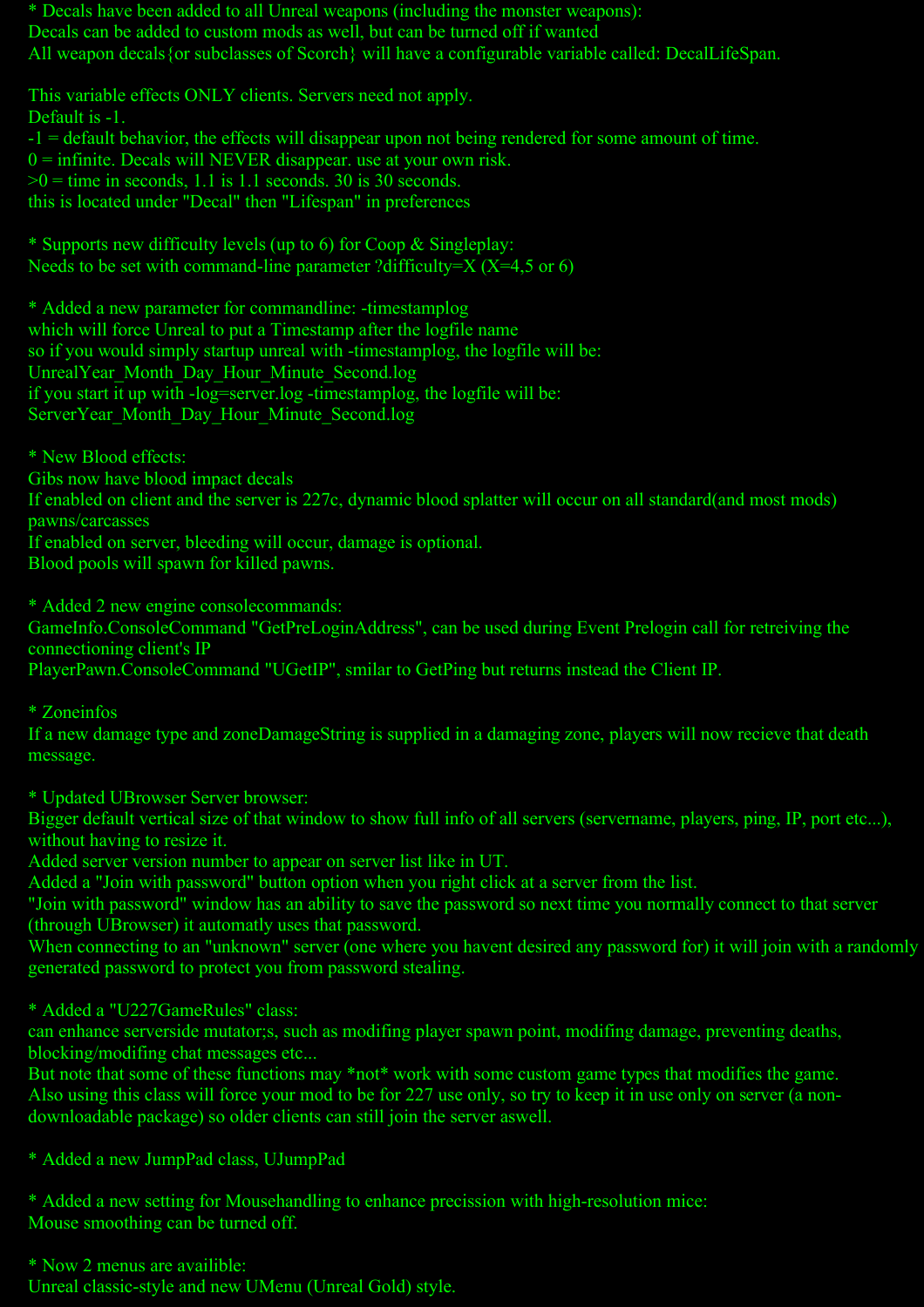* Decals have been added to all Unreal weapons (including the monster weapons):
Decals can be added to custom mods as well, but can be turned off if wanted
All weapon decals{or subclasses of Scorch} will have a configurable variable called: DecalLifeSpan.

This variable effects ONLY clients. Servers need not apply.
Default is -1.
-1 = default behavior, the effects will disappear upon not being rendered for some amount of time.
0 = infinite. Decals will NEVER disappear. use at your own risk.
>0 = time in seconds, 1.1 is 1.1 seconds. 30 is 30 seconds.
this is located under "Decal" then "Lifespan" in preferences

* Supports new difficulty levels (up to 6) for Coop & Singleplay:
Needs to be set with command-line parameter ?difficulty=X (X=4,5 or 6)

* Added a new parameter for commandline: -timestamplog
which will force Unreal to put a Timestamp after the logfile name
so if you would simply startup unreal with -timestamplog, the logfile will be:
UnrealYear_Month_Day_Hour_Minute_Second.log
if you start it up with -log=server.log -timestamplog, the logfile will be:
ServerYear_Month_Day_Hour_Minute_Second.log

* New Blood effects:
Gibs now have blood impact decals
If enabled on client and the server is 227c, dynamic blood splatter will occur on all standard(and most mods) pawns/carcasses
If enabled on server, bleeding will occur, damage is optional.
Blood pools will spawn for killed pawns.

* Added 2 new engine consolecommands:
GameInfo.ConsoleCommand "GetPreLoginAddress", can be used during Event Prelogin call for retreiving the connectioning client's IP
PlayerPawn.ConsoleCommand "UGetIP", smilar to GetPing but returns instead the Client IP.

* Zoneinfos
If a new damage type and zoneDamageString is supplied in a damaging zone, players will now recieve that death message.

* Updated UBrowser Server browser:
Bigger default vertical size of that window to show full info of all servers (servername, players, ping, IP, port etc...), without having to resize it.
Added server version number to appear on server list like in UT.
Added a "Join with password" button option when you right click at a server from the list.
"Join with password" window has an ability to save the password so next time you normally connect to that server (through UBrowser) it automatly uses that password.
When connecting to an "unknown" server (one where you havent desired any password for) it will join with a randomly generated password to protect you from password stealing.

* Added a "U227GameRules" class:
can enhance serverside mutator;s, such as modifing player spawn point, modifing damage, preventing deaths, blocking/modifing chat messages etc...
But note that some of these functions may *not* work with some custom game types that modifies the game.
Also using this class will force your mod to be for 227 use only, so try to keep it in use only on server (a non-downloadable package) so older clients can still join the server aswell.

* Added a new JumpPad class, UJumpPad

* Added a new setting for Mousehandling to enhance precission with high-resolution mice:
Mouse smoothing can be turned off.

* Now 2 menus are availible:
Unreal classic-style and new UMenu (Unreal Gold) style.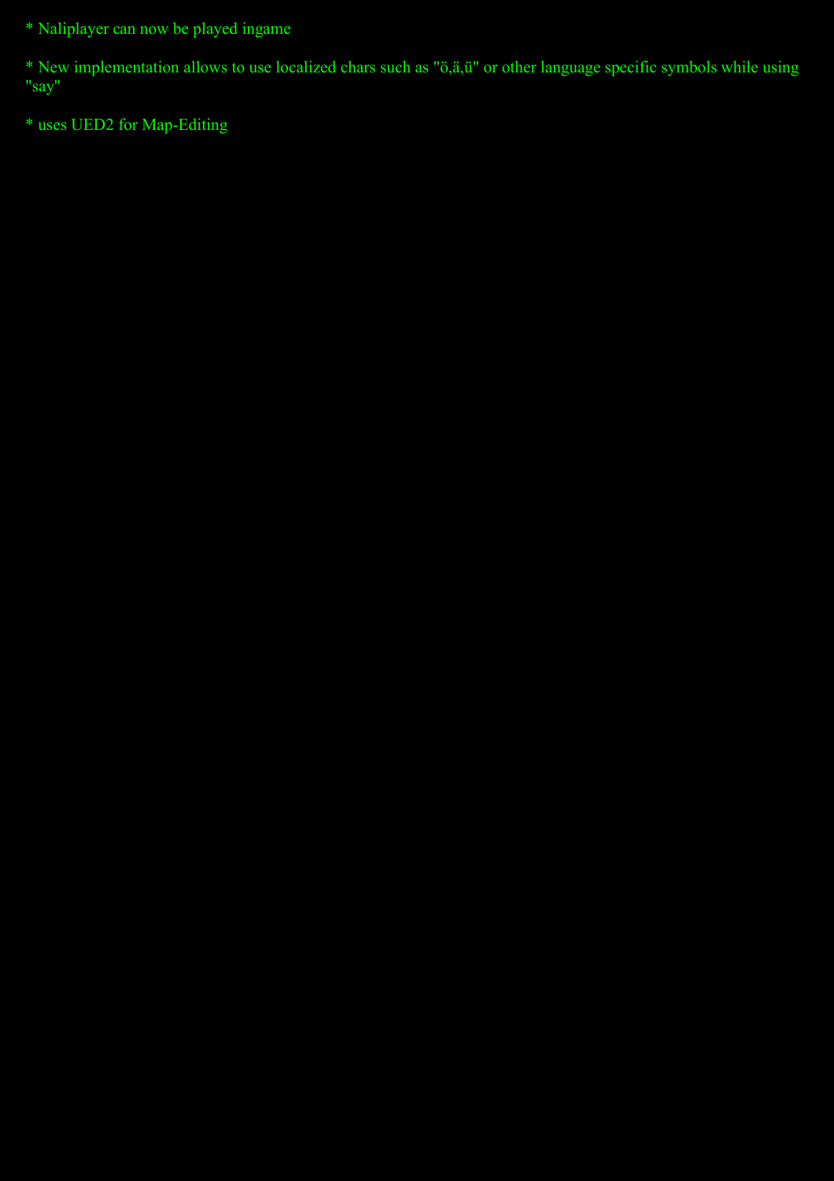* Naliplayer can now be played ingame

* New implementation allows to use localized chars such as "ö,ä,ü" or other language specific symbols while using "say"

* uses UED2 for Map-Editing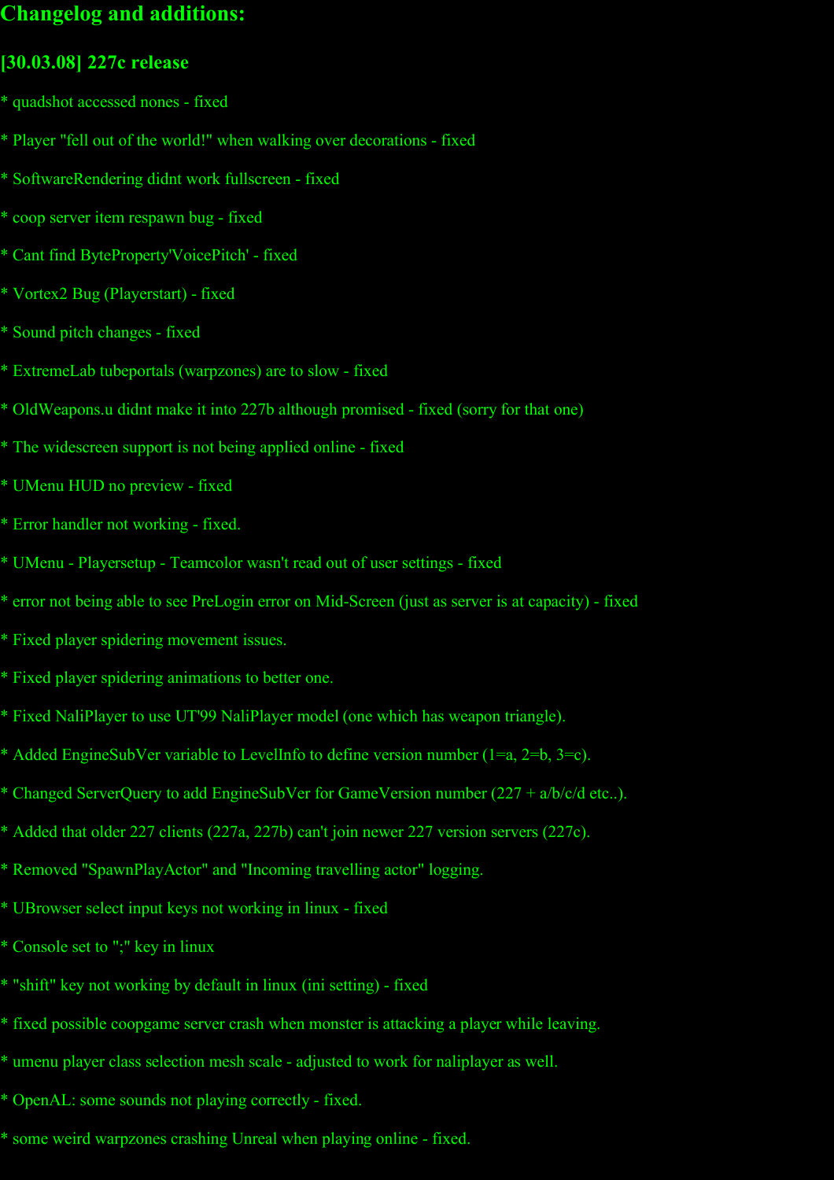## Changelog and additions:

### [30.03.08] 227c release

* quadshot accessed nones - fixed

* Player "fell out of the world!" when walking over decorations - fixed

* SoftwareRendering didnt work fullscreen - fixed

* coop server item respawn bug - fixed

* Cant find ByteProperty'VoicePitch' - fixed

* Vortex2 Bug (Playerstart) - fixed

* Sound pitch changes - fixed

* ExtremeLab tubeportals (warpzones) are to slow - fixed

* OldWeapons.u didnt make it into 227b although promised - fixed (sorry for that one)

* The widescreen support is not being applied online - fixed

* UMenu HUD no preview - fixed

* Error handler not working - fixed.

* UMenu - Playersetup - Teamcolor wasn't read out of user settings - fixed

* error not being able to see PreLogin error on Mid-Screen (just as server is at capacity) - fixed

* Fixed player spidering movement issues.

* Fixed player spidering animations to better one.

* Fixed NaliPlayer to use UT'99 NaliPlayer model (one which has weapon triangle).

* Added EngineSubVer variable to LevelInfo to define version number (1=a, 2=b, 3=c).

* Changed ServerQuery to add EngineSubVer for GameVersion number (227 + a/b/c/d etc..).

* Added that older 227 clients (227a, 227b) can't join newer 227 version servers (227c).

* Removed "SpawnPlayActor" and "Incoming travelling actor" logging.

* UBrowser select input keys not working in linux - fixed

* Console set to ";" key in linux

* "shift" key not working by default in linux (ini setting) - fixed

* fixed possible coopgame server crash when monster is attacking a player while leaving.

* umenu player class selection mesh scale - adjusted to work for naliplayer as well.

* OpenAL: some sounds not playing correctly - fixed.

* some weird warpzones crashing Unreal when playing online - fixed.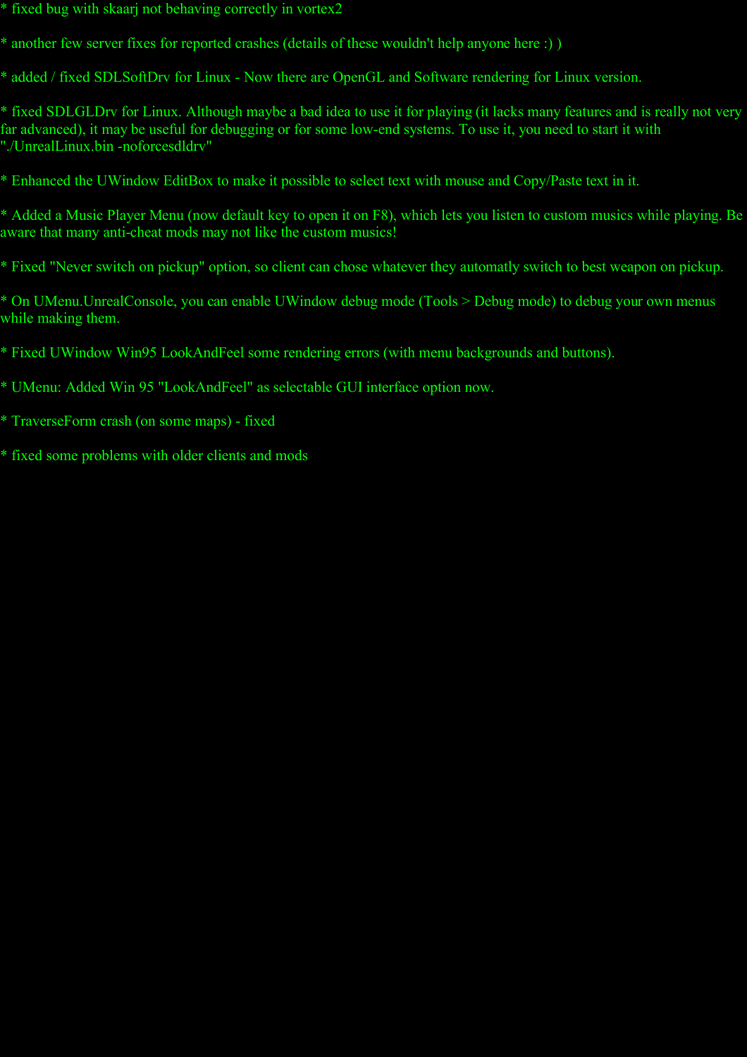* fixed bug with skaarj not behaving correctly in vortex2

* another few server fixes for reported crashes (details of these wouldn't help anyone here :) )

* added / fixed SDLSoftDrv for Linux - Now there are OpenGL and Software rendering for Linux version.

* fixed SDLGLDrv for Linux. Although maybe a bad idea to use it for playing (it lacks many features and is really not very far advanced), it may be useful for debugging or for some low-end systems. To use it, you need to start it with "./UnrealLinux.bin -noforcesdldrv"

* Enhanced the UWindow EditBox to make it possible to select text with mouse and Copy/Paste text in it.

* Added a Music Player Menu (now default key to open it on F8), which lets you listen to custom musics while playing. Be aware that many anti-cheat mods may not like the custom musics!

* Fixed "Never switch on pickup" option, so client can chose whatever they automatly switch to best weapon on pickup.

* On UMenu.UnrealConsole, you can enable UWindow debug mode (Tools > Debug mode) to debug your own menus while making them.

* Fixed UWindow Win95 LookAndFeel some rendering errors (with menu backgrounds and buttons).

* UMenu: Added Win 95 "LookAndFeel" as selectable GUI interface option now.

* TraverseForm crash (on some maps) - fixed

* fixed some problems with older clients and mods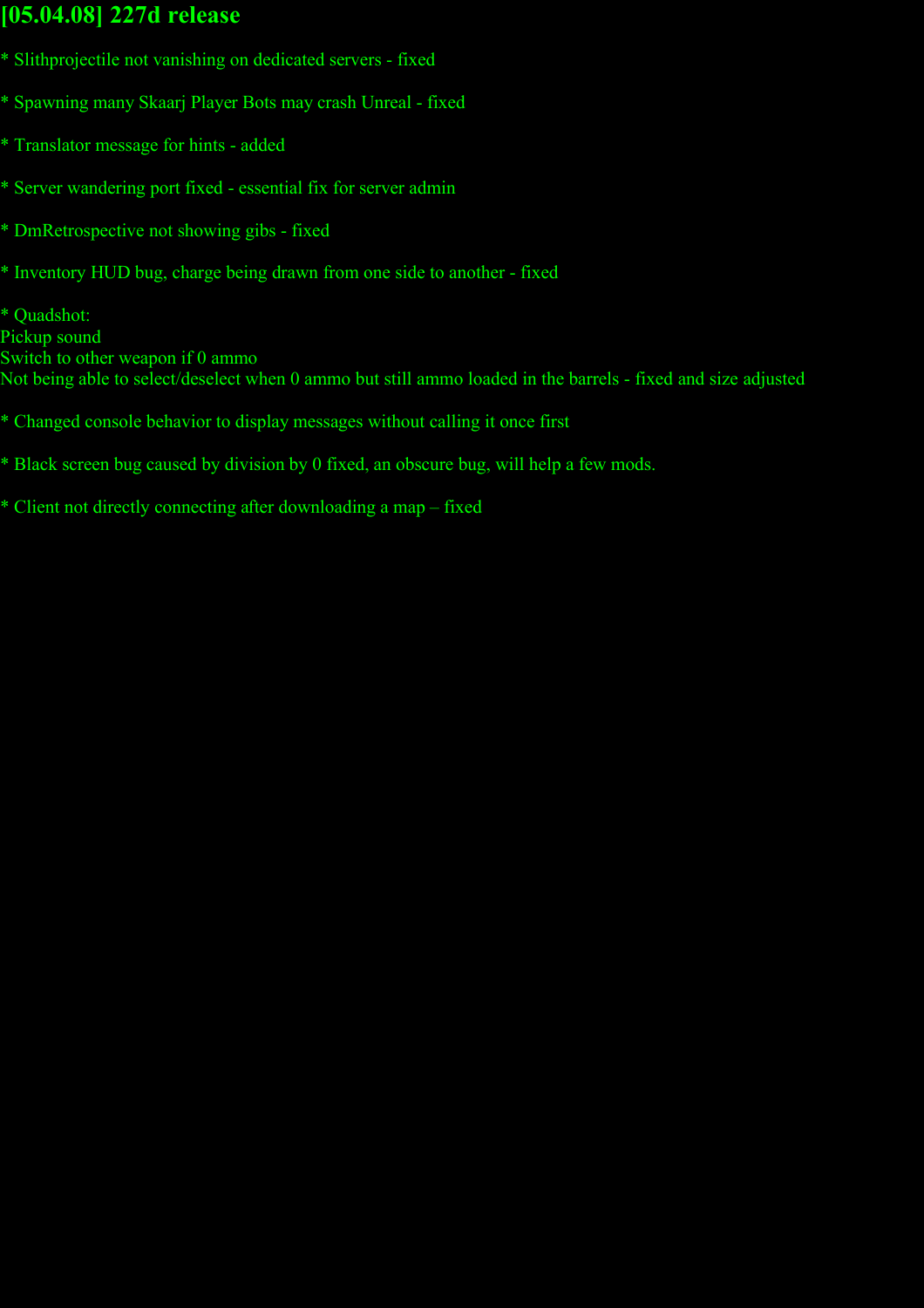## [05.04.08] 227d release

* Slithprojectile not vanishing on dedicated servers - fixed

* Spawning many Skaarj Player Bots may crash Unreal - fixed

* Translator message for hints - added

* Server wandering port fixed - essential fix for server admin

* DmRetrospective not showing gibs - fixed

* Inventory HUD bug, charge being drawn from one side to another - fixed

* Quadshot:
Pickup sound
Switch to other weapon if 0 ammo
Not being able to select/deselect when 0 ammo but still ammo loaded in the barrels - fixed and size adjusted

* Changed console behavior to display messages without calling it once first

* Black screen bug caused by division by 0 fixed, an obscure bug, will help a few mods.

* Client not directly connecting after downloading a map – fixed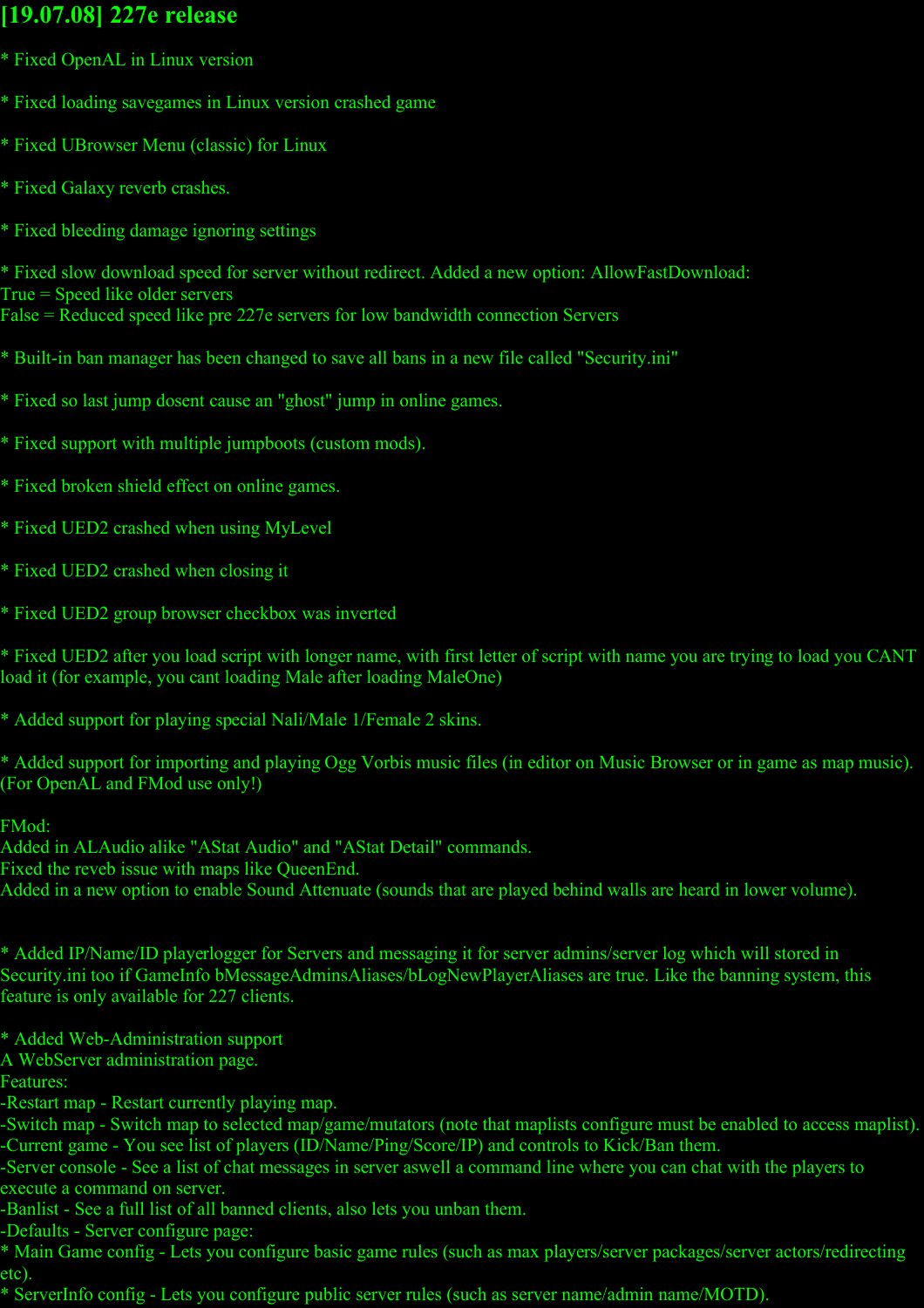## [19.07.08] 227e release

* Fixed OpenAL in Linux version

* Fixed loading savegames in Linux version crashed game

* Fixed UBrowser Menu (classic) for Linux

* Fixed Galaxy reverb crashes.

* Fixed bleeding damage ignoring settings

* Fixed slow download speed for server without redirect. Added a new option: AllowFastDownload:
True = Speed like older servers
False = Reduced speed like pre 227e servers for low bandwidth connection Servers

* Built-in ban manager has been changed to save all bans in a new file called "Security.ini"

* Fixed so last jump dosent cause an "ghost" jump in online games.

* Fixed support with multiple jumpboots (custom mods).

* Fixed broken shield effect on online games.

* Fixed UED2 crashed when using MyLevel

* Fixed UED2 crashed when closing it

* Fixed UED2 group browser checkbox was inverted

* Fixed UED2 after you load script with longer name, with first letter of script with name you are trying to load you CANT load it (for example, you cant loading Male after loading MaleOne)

* Added support for playing special Nali/Male 1/Female 2 skins.

* Added support for importing and playing Ogg Vorbis music files (in editor on Music Browser or in game as map music). (For OpenAL and FMod use only!)

FMod:
Added in ALAudio alike "AStat Audio" and "AStat Detail" commands.
Fixed the reveb issue with maps like QueenEnd.
Added in a new option to enable Sound Attenuate (sounds that are played behind walls are heard in lower volume).

* Added IP/Name/ID playerlogger for Servers and messaging it for server admins/server log which will stored in Security.ini too if GameInfo bMessageAdminsAliases/bLogNewPlayerAliases are true. Like the banning system, this feature is only available for 227 clients.

* Added Web-Administration support
A WebServer administration page.
Features:
-Restart map - Restart currently playing map.
-Switch map - Switch map to selected map/game/mutators (note that maplists configure must be enabled to access maplist).
-Current game - You see list of players (ID/Name/Ping/Score/IP) and controls to Kick/Ban them.
-Server console - See a list of chat messages in server aswell a command line where you can chat with the players to execute a command on server.
-Banlist - See a full list of all banned clients, also lets you unban them.
-Defaults - Server configure page:
* Main Game config - Lets you configure basic game rules (such as max players/server packages/server actors/redirecting etc).
* ServerInfo config - Lets you configure public server rules (such as server name/admin name/MOTD).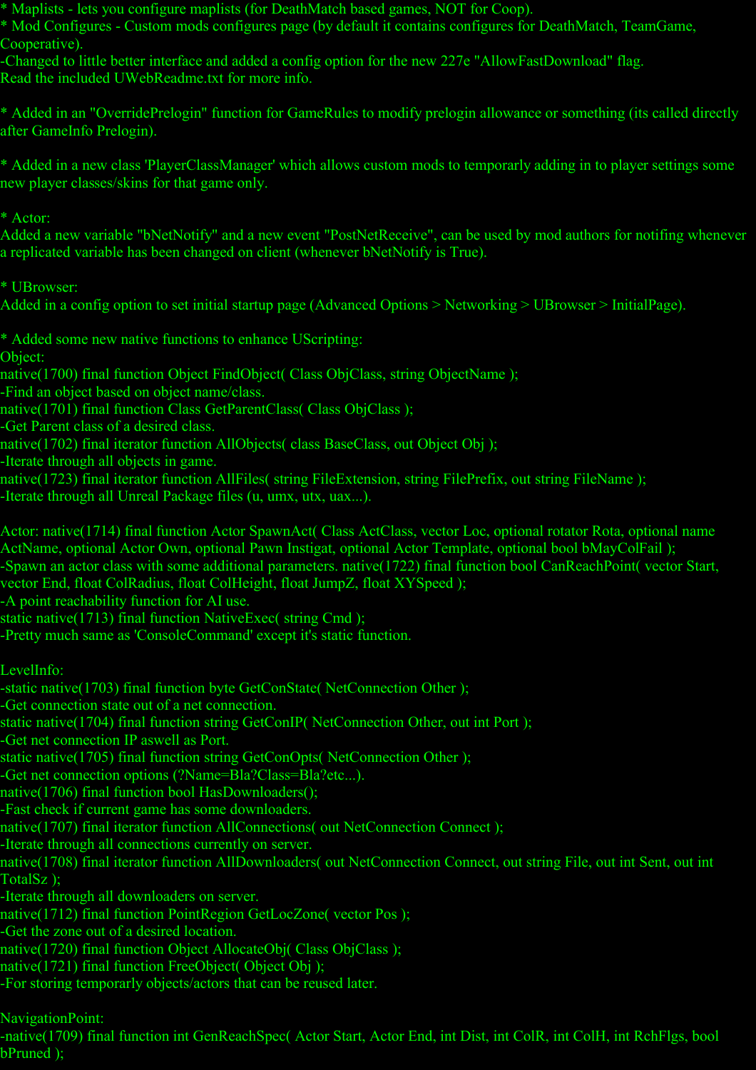* Maplists - lets you configure maplists (for DeathMatch based games, NOT for Coop).
* Mod Configures - Custom mods configures page (by default it contains configures for DeathMatch, TeamGame, Cooperative).
-Changed to little better interface and added a config option for the new 227e "AllowFastDownload" flag.
Read the included UWebReadme.txt for more info.

* Added in an "OverridePrelogin" function for GameRules to modify prelogin allowance or something (its called directly after GameInfo Prelogin).

* Added in a new class 'PlayerClassManager' which allows custom mods to temporarly adding in to player settings some new player classes/skins for that game only.

* Actor:
Added a new variable "bNetNotify" and a new event "PostNetReceive", can be used by mod authors for notifing whenever a replicated variable has been changed on client (whenever bNetNotify is True).

* UBrowser:
Added in a config option to set initial startup page (Advanced Options > Networking > UBrowser > InitialPage).

* Added some new native functions to enhance UScripting:
Object:
native(1700) final function Object FindObject( Class ObjClass, string ObjectName );
-Find an object based on object name/class.
native(1701) final function Class GetParentClass( Class ObjClass );
-Get Parent class of a desired class.
native(1702) final iterator function AllObjects( class BaseClass, out Object Obj );
-Iterate through all objects in game.
native(1723) final iterator function AllFiles( string FileExtension, string FilePrefix, out string FileName );
-Iterate through all Unreal Package files (u, umx, utx, uax...).

Actor: native(1714) final function Actor SpawnAct( Class ActClass, vector Loc, optional rotator Rota, optional name ActName, optional Actor Own, optional Pawn Instigat, optional Actor Template, optional bool bMayColFail );
-Spawn an actor class with some additional parameters. native(1722) final function bool CanReachPoint( vector Start, vector End, float ColRadius, float ColHeight, float JumpZ, float XYSpeed );
-A point reachability function for AI use.
static native(1713) final function NativeExec( string Cmd );
-Pretty much same as 'ConsoleCommand' except it's static function.

LevelInfo:
-static native(1703) final function byte GetConState( NetConnection Other );
-Get connection state out of a net connection.
static native(1704) final function string GetConIP( NetConnection Other, out int Port );
-Get net connection IP aswell as Port.
static native(1705) final function string GetConOpts( NetConnection Other );
-Get net connection options (?Name=Bla?Class=Bla?etc...).
native(1706) final function bool HasDownloaders();
-Fast check if current game has some downloaders.
native(1707) final iterator function AllConnections( out NetConnection Connect );
-Iterate through all connections currently on server.
native(1708) final iterator function AllDownloaders( out NetConnection Connect, out string File, out int Sent, out int TotalSz );
-Iterate through all downloaders on server.
native(1712) final function PointRegion GetLocZone( vector Pos );
-Get the zone out of a desired location.
native(1720) final function Object AllocateObj( Class ObjClass );
native(1721) final function FreeObject( Object Obj );
-For storing temporarly objects/actors that can be reused later.

NavigationPoint:
-native(1709) final function int GenReachSpec( Actor Start, Actor End, int Dist, int ColR, int ColH, int RchFlgs, bool bPruned );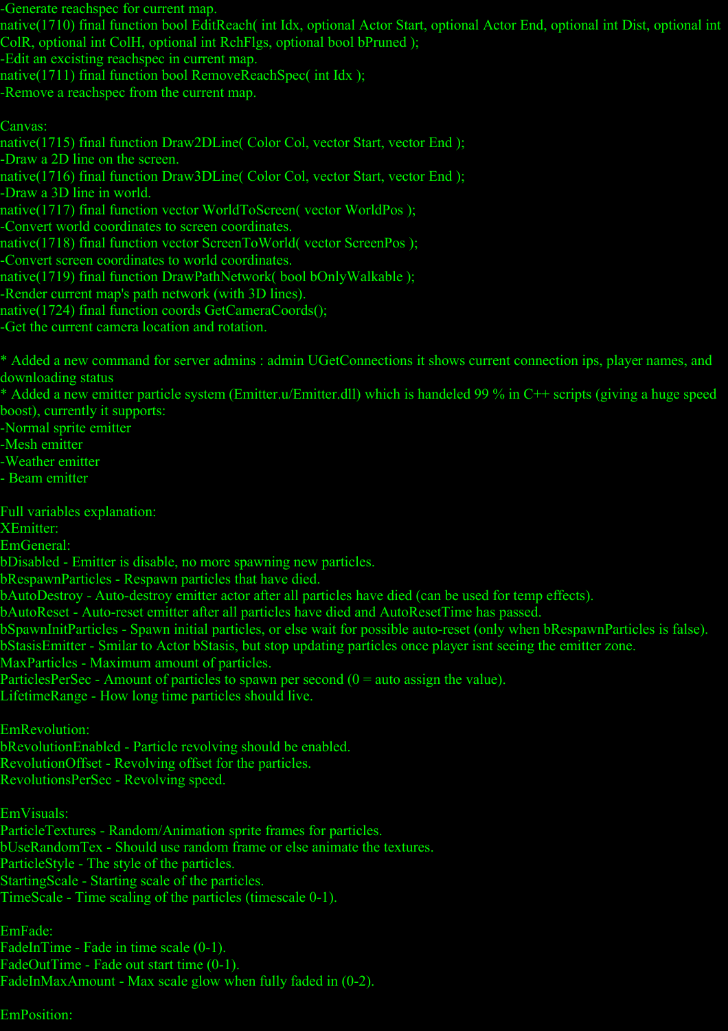-Generate reachspec for current map.
native(1710) final function bool EditReach( int Idx, optional Actor Start, optional Actor End, optional int Dist, optional int ColR, optional int ColH, optional int RchFlgs, optional bool bPruned );
-Edit an excisting reachspec in current map.
native(1711) final function bool RemoveReachSpec( int Idx );
-Remove a reachspec from the current map.

Canvas:
native(1715) final function Draw2DLine( Color Col, vector Start, vector End );
-Draw a 2D line on the screen.
native(1716) final function Draw3DLine( Color Col, vector Start, vector End );
-Draw a 3D line in world.
native(1717) final function vector WorldToScreen( vector WorldPos );
-Convert world coordinates to screen coordinates.
native(1718) final function vector ScreenToWorld( vector ScreenPos );
-Convert screen coordinates to world coordinates.
native(1719) final function DrawPathNetwork( bool bOnlyWalkable );
-Render current map's path network (with 3D lines).
native(1724) final function coords GetCameraCoords();
-Get the current camera location and rotation.

* Added a new command for server admins : admin UGetConnections it shows current connection ips, player names, and downloading status
* Added a new emitter particle system (Emitter.u/Emitter.dll) which is handeled 99 % in C++ scripts (giving a huge speed boost), currently it supports:
-Normal sprite emitter
-Mesh emitter
-Weather emitter
- Beam emitter

Full variables explanation:
XEmitter:
EmGeneral:
bDisabled - Emitter is disable, no more spawning new particles.
bRespawnParticles - Respawn particles that have died.
bAutoDestroy - Auto-destroy emitter actor after all particles have died (can be used for temp effects).
bAutoReset - Auto-reset emitter after all particles have died and AutoResetTime has passed.
bSpawnInitParticles - Spawn initial particles, or else wait for possible auto-reset (only when bRespawnParticles is false).
bStasisEmitter - Smilar to Actor bStasis, but stop updating particles once player isnt seeing the emitter zone.
MaxParticles - Maximum amount of particles.
ParticlesPerSec - Amount of particles to spawn per second (0 = auto assign the value).
LifetimeRange - How long time particles should live.

EmRevolution:
bRevolutionEnabled - Particle revolving should be enabled.
RevolutionOffset - Revolving offset for the particles.
RevolutionsPerSec - Revolving speed.

EmVisuals:
ParticleTextures - Random/Animation sprite frames for particles.
bUseRandomTex - Should use random frame or else animate the textures.
ParticleStyle - The style of the particles.
StartingScale - Starting scale of the particles.
TimeScale - Time scaling of the particles (timescale 0-1).

EmFade:
FadeInTime - Fade in time scale (0-1).
FadeOutTime - Fade out start time (0-1).
FadeInMaxAmount - Max scale glow when fully faded in (0-2).

EmPosition: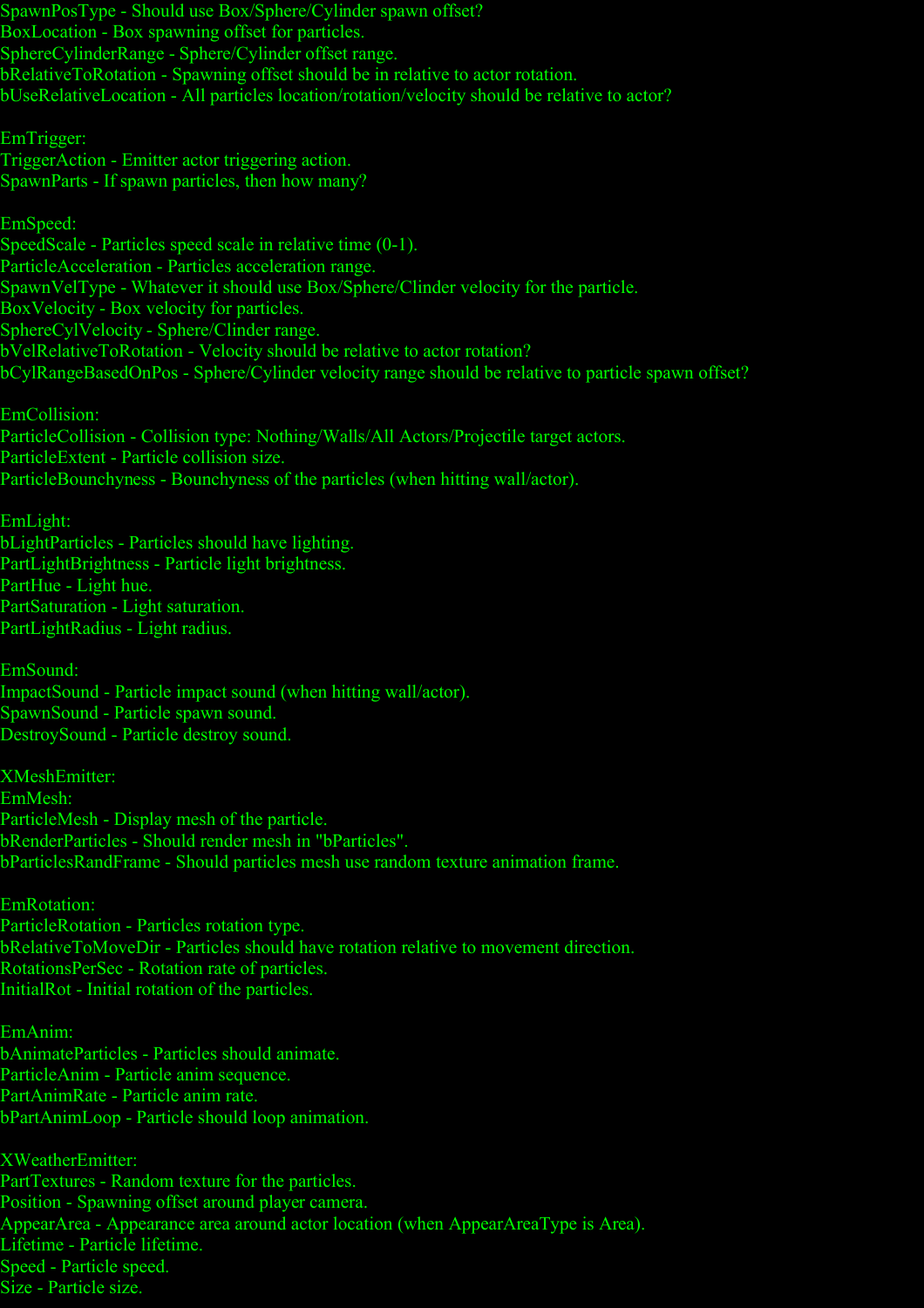SpawnPosType - Should use Box/Sphere/Cylinder spawn offset?
BoxLocation - Box spawning offset for particles.
SphereCylinderRange - Sphere/Cylinder offset range.
bRelativeToRotation - Spawning offset should be in relative to actor rotation.
bUseRelativeLocation - All particles location/rotation/velocity should be relative to actor?

EmTrigger:
TriggerAction - Emitter actor triggering action.
SpawnParts - If spawn particles, then how many?

EmSpeed:
SpeedScale - Particles speed scale in relative time (0-1).
ParticleAcceleration - Particles acceleration range.
SpawnVelType - Whatever it should use Box/Sphere/Clinder velocity for the particle.
BoxVelocity - Box velocity for particles.
SphereCylVelocity - Sphere/Clinder range.
bVelRelativeToRotation - Velocity should be relative to actor rotation?
bCylRangeBasedOnPos - Sphere/Cylinder velocity range should be relative to particle spawn offset?

EmCollision:
ParticleCollision - Collision type: Nothing/Walls/All Actors/Projectile target actors.
ParticleExtent - Particle collision size.
ParticleBounchyness - Bounchyness of the particles (when hitting wall/actor).

EmLight:
bLightParticles - Particles should have lighting.
PartLightBrightness - Particle light brightness.
PartHue - Light hue.
PartSaturation - Light saturation.
PartLightRadius - Light radius.

EmSound:
ImpactSound - Particle impact sound (when hitting wall/actor).
SpawnSound - Particle spawn sound.
DestroySound - Particle destroy sound.

XMeshEmitter:
EmMesh:
ParticleMesh - Display mesh of the particle.
bRenderParticles - Should render mesh in "bParticles".
bParticlesRandFrame - Should particles mesh use random texture animation frame.

EmRotation:
ParticleRotation - Particles rotation type.
bRelativeToMoveDir - Particles should have rotation relative to movement direction.
RotationsPerSec - Rotation rate of particles.
InitialRot - Initial rotation of the particles.

EmAnim:
bAnimateParticles - Particles should animate.
ParticleAnim - Particle anim sequence.
PartAnimRate - Particle anim rate.
bPartAnimLoop - Particle should loop animation.

XWeatherEmitter:
PartTextures - Random texture for the particles.
Position - Spawning offset around player camera.
AppearArea - Appearance area around actor location (when AppearAreaType is Area).
Lifetime - Particle lifetime.
Speed - Particle speed.
Size - Particle size.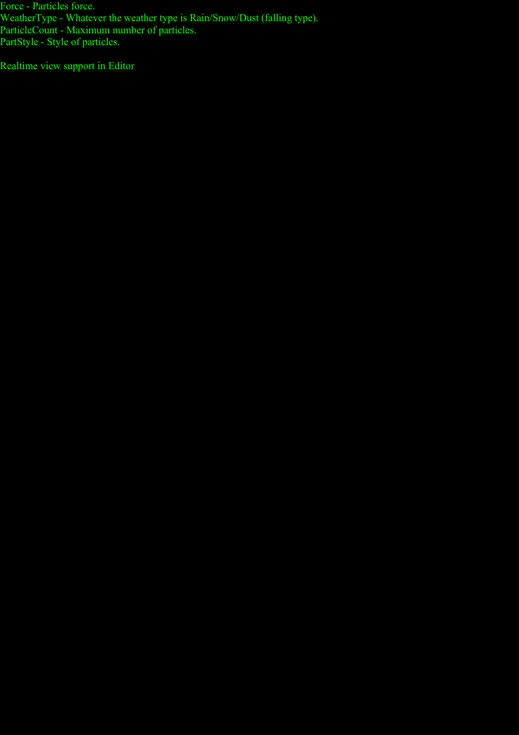Force - Particles force.
WeatherType - Whatever the weather type is Rain/Snow/Dust (falling type).
ParticleCount - Maximum number of particles.
PartStyle - Style of particles.

Realtime view support in Editor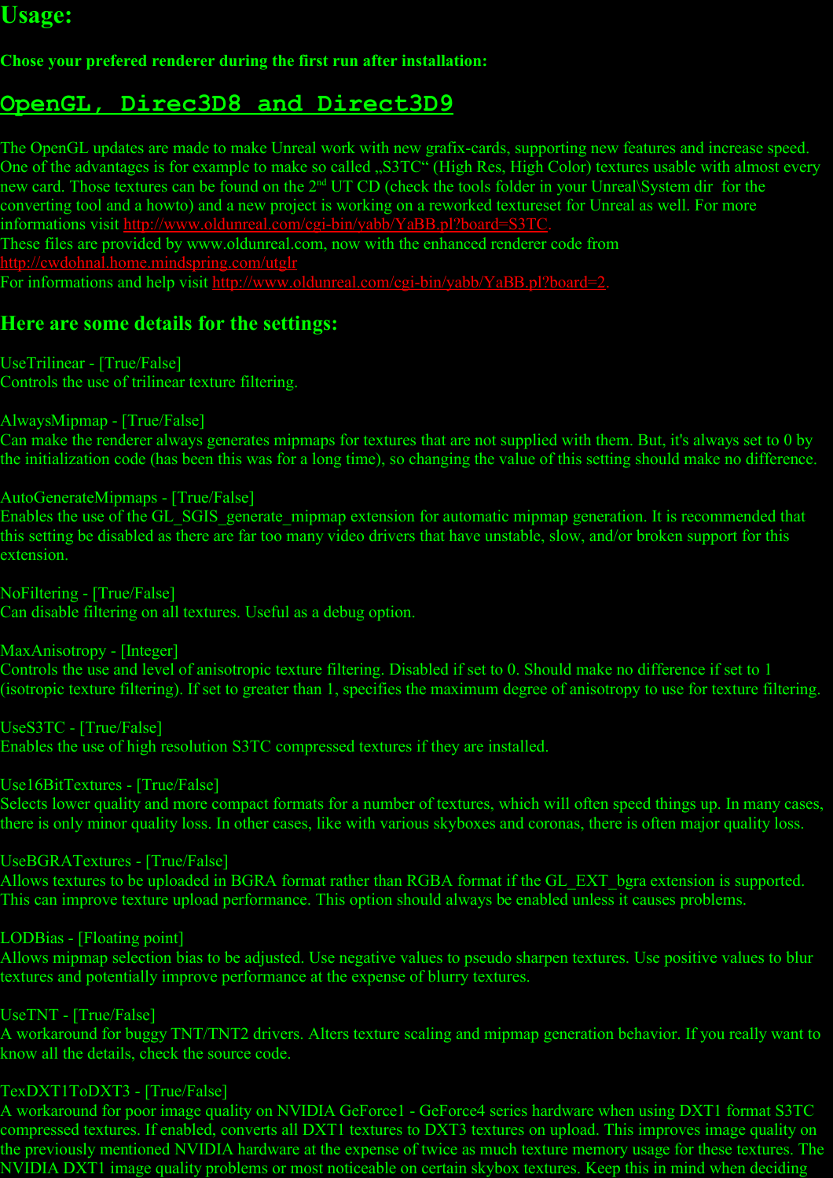## Usage:

**Chose your prefered renderer during the first run after installation:**

## OpenGL, Direc3D8 and Direct3D9

The OpenGL updates are made to make Unreal work with new grafix-cards, supporting new features and increase speed. One of the advantages is for example to make so called „S3TC“ (High Res, High Color) textures usable with almost every new card. Those textures can be found on the 2[nd] UT CD (check the tools folder in your Unreal\System dir for the converting tool and a howto) and a new project is working on a reworked textureset for Unreal as well. For more informations visit http://www.oldunreal.com/cgi-bin/yabb/YaBB.pl?board=S3TC.
These files are provided by www.oldunreal.com, now with the enhanced renderer code from http://cwdohnal.home.mindspring.com/utglr
For informations and help visit http://www.oldunreal.com/cgi-bin/yabb/YaBB.pl?board=2.

### Here are some details for the settings:

UseTrilinear - [True/False]
Controls the use of trilinear texture filtering.

AlwaysMipmap - [True/False]
Can make the renderer always generates mipmaps for textures that are not supplied with them. But, it's always set to 0 by the initialization code (has been this was for a long time), so changing the value of this setting should make no difference.

AutoGenerateMipmaps - [True/False]
Enables the use of the GL_SGIS_generate_mipmap extension for automatic mipmap generation. It is recommended that this setting be disabled as there are far too many video drivers that have unstable, slow, and/or broken support for this extension.

NoFiltering - [True/False]
Can disable filtering on all textures. Useful as a debug option.

MaxAnisotropy - [Integer]
Controls the use and level of anisotropic texture filtering. Disabled if set to 0. Should make no difference if set to 1 (isotropic texture filtering). If set to greater than 1, specifies the maximum degree of anisotropy to use for texture filtering.

UseS3TC - [True/False]
Enables the use of high resolution S3TC compressed textures if they are installed.

Use16BitTextures - [True/False]
Selects lower quality and more compact formats for a number of textures, which will often speed things up. In many cases, there is only minor quality loss. In other cases, like with various skyboxes and coronas, there is often major quality loss.

UseBGRATextures - [True/False]
Allows textures to be uploaded in BGRA format rather than RGBA format if the GL_EXT_bgra extension is supported. This can improve texture upload performance. This option should always be enabled unless it causes problems.

LODBias - [Floating point]
Allows mipmap selection bias to be adjusted. Use negative values to pseudo sharpen textures. Use positive values to blur textures and potentially improve performance at the expense of blurry textures.

UseTNT - [True/False]
A workaround for buggy TNT/TNT2 drivers. Alters texture scaling and mipmap generation behavior. If you really want to know all the details, check the source code.

TexDXT1ToDXT3 - [True/False]
A workaround for poor image quality on NVIDIA GeForce1 - GeForce4 series hardware when using DXT1 format S3TC compressed textures. If enabled, converts all DXT1 textures to DXT3 textures on upload. This improves image quality on the previously mentioned NVIDIA hardware at the expense of twice as much texture memory usage for these textures. The NVIDIA DXT1 image quality problems or most noticeable on certain skybox textures. Keep this in mind when deciding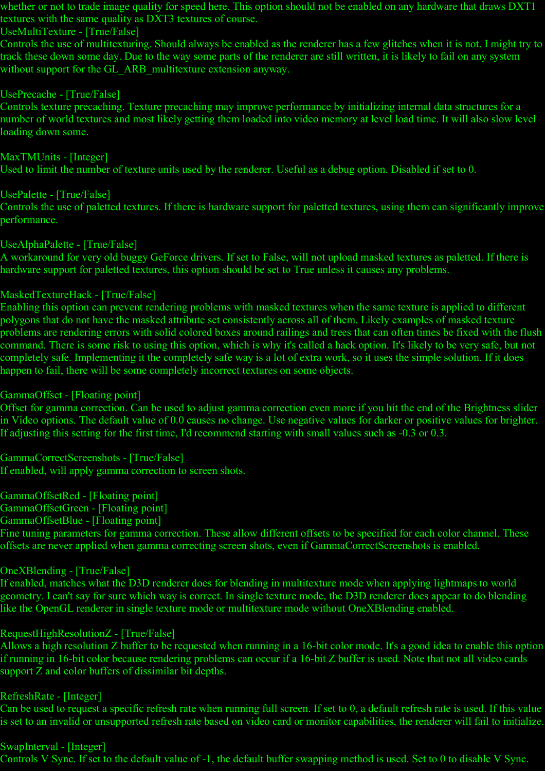whether or not to trade image quality for speed here. This option should not be enabled on any hardware that draws DXT1 textures with the same quality as DXT3 textures of course.

UseMultiTexture - [True/False]
Controls the use of multitexturing. Should always be enabled as the renderer has a few glitches when it is not. I might try to track these down some day. Due to the way some parts of the renderer are still written, it is likely to fail on any system without support for the GL_ARB_multitexture extension anyway.

UsePrecache - [True/False]
Controls texture precaching. Texture precaching may improve performance by initializing internal data structures for a number of world textures and most likely getting them loaded into video memory at level load time. It will also slow level loading down some.

MaxTMUnits - [Integer]
Used to limit the number of texture units used by the renderer. Useful as a debug option. Disabled if set to 0.

UsePalette - [True/False]
Controls the use of paletted textures. If there is hardware support for paletted textures, using them can significantly improve performance.

UseAlphaPalette - [True/False]
A workaround for very old buggy GeForce drivers. If set to False, will not upload masked textures as paletted. If there is hardware support for paletted textures, this option should be set to True unless it causes any problems.

MaskedTextureHack - [True/False]
Enabling this option can prevent rendering problems with masked textures when the same texture is applied to different polygons that do not have the masked attribute set consistently across all of them. Likely examples of masked texture problems are rendering errors with solid colored boxes around railings and trees that can often times be fixed with the flush command. There is some risk to using this option, which is why it's called a hack option. It's likely to be very safe, but not completely safe. Implementing it the completely safe way is a lot of extra work, so it uses the simple solution. If it does happen to fail, there will be some completely incorrect textures on some objects.

GammaOffset - [Floating point]
Offset for gamma correction. Can be used to adjust gamma correction even more if you hit the end of the Brightness slider in Video options. The default value of 0.0 causes no change. Use negative values for darker or positive values for brighter. If adjusting this setting for the first time, I'd recommend starting with small values such as -0.3 or 0.3.

GammaCorrectScreenshots - [True/False]
If enabled, will apply gamma correction to screen shots.

GammaOffsetRed - [Floating point]
GammaOffsetGreen - [Floating point]
GammaOffsetBlue - [Floating point]
Fine tuning parameters for gamma correction. These allow different offsets to be specified for each color channel. These offsets are never applied when gamma correcting screen shots, even if GammaCorrectScreenshots is enabled.

OneXBlending - [True/False]
If enabled, matches what the D3D renderer does for blending in multitexture mode when applying lightmaps to world geometry. I can't say for sure which way is correct. In single texture mode, the D3D renderer does appear to do blending like the OpenGL renderer in single texture mode or multitexture mode without OneXBlending enabled.

RequestHighResolutionZ - [True/False]
Allows a high resolution Z buffer to be requested when running in a 16-bit color mode. It's a good idea to enable this option if running in 16-bit color because rendering problems can occur if a 16-bit Z buffer is used. Note that not all video cards support Z and color buffers of dissimilar bit depths.

RefreshRate - [Integer]
Can be used to request a specific refresh rate when running full screen. If set to 0, a default refresh rate is used. If this value is set to an invalid or unsupported refresh rate based on video card or monitor capabilities, the renderer will fail to initialize.

SwapInterval - [Integer]
Controls V Sync. If set to the default value of -1, the default buffer swapping method is used. Set to 0 to disable V Sync.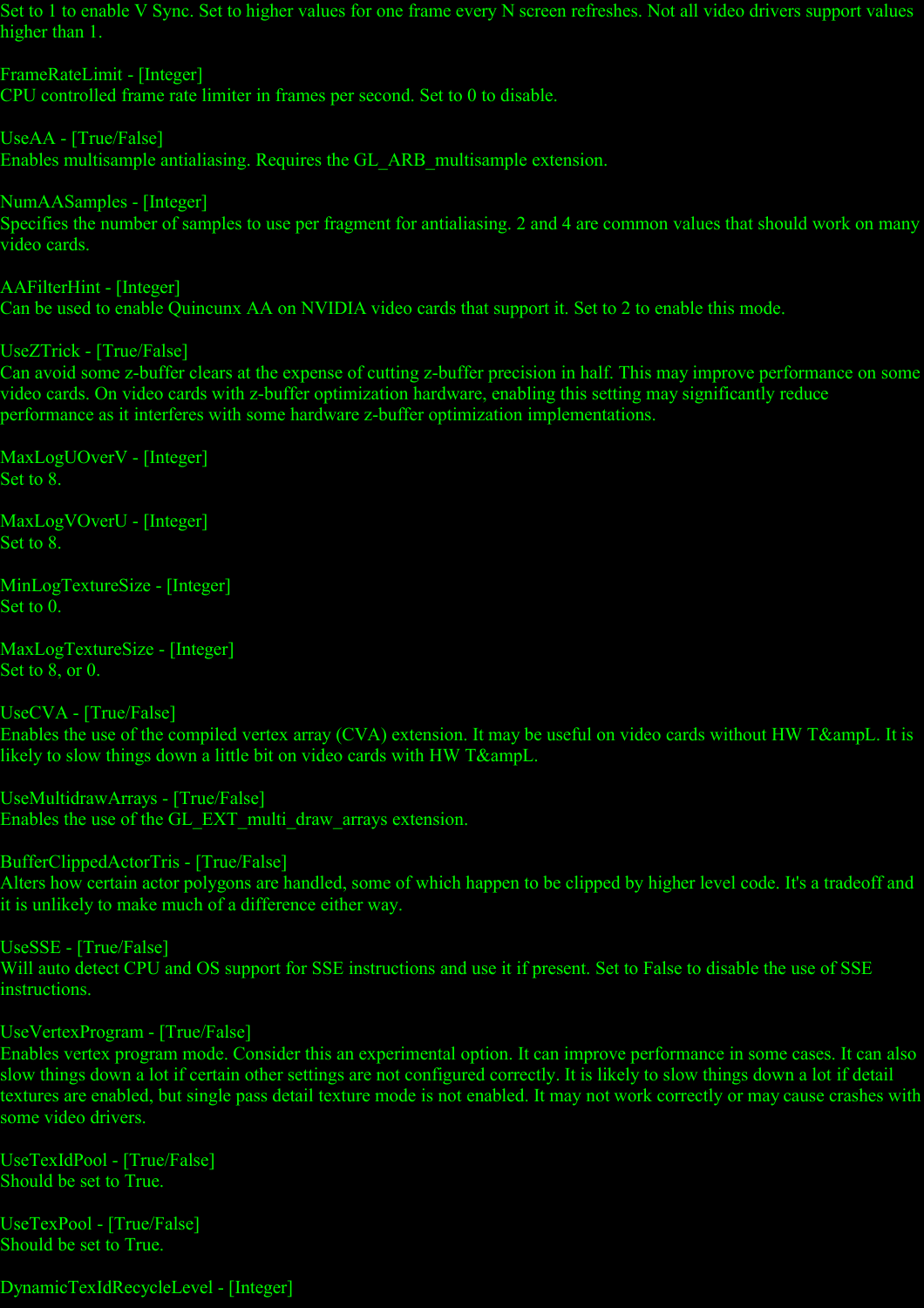Set to 1 to enable V Sync. Set to higher values for one frame every N screen refreshes. Not all video drivers support values higher than 1.

FrameRateLimit - [Integer]
CPU controlled frame rate limiter in frames per second. Set to 0 to disable.

UseAA - [True/False]
Enables multisample antialiasing. Requires the GL_ARB_multisample extension.

NumAASamples - [Integer]
Specifies the number of samples to use per fragment for antialiasing. 2 and 4 are common values that should work on many video cards.

AAFilterHint - [Integer]
Can be used to enable Quincunx AA on NVIDIA video cards that support it. Set to 2 to enable this mode.

UseZTrick - [True/False]
Can avoid some z-buffer clears at the expense of cutting z-buffer precision in half. This may improve performance on some video cards. On video cards with z-buffer optimization hardware, enabling this setting may significantly reduce performance as it interferes with some hardware z-buffer optimization implementations.

MaxLogUOverV - [Integer]
Set to 8.

MaxLogVOverU - [Integer]
Set to 8.

MinLogTextureSize - [Integer]
Set to 0.

MaxLogTextureSize - [Integer]
Set to 8, or 0.

UseCVA - [True/False]
Enables the use of the compiled vertex array (CVA) extension. It may be useful on video cards without HW T&ampL. It is likely to slow things down a little bit on video cards with HW T&ampL.

UseMultidrawArrays - [True/False]
Enables the use of the GL_EXT_multi_draw_arrays extension.

BufferClippedActorTris - [True/False]
Alters how certain actor polygons are handled, some of which happen to be clipped by higher level code. It's a tradeoff and it is unlikely to make much of a difference either way.

UseSSE - [True/False]
Will auto detect CPU and OS support for SSE instructions and use it if present. Set to False to disable the use of SSE instructions.

UseVertexProgram - [True/False]
Enables vertex program mode. Consider this an experimental option. It can improve performance in some cases. It can also slow things down a lot if certain other settings are not configured correctly. It is likely to slow things down a lot if detail textures are enabled, but single pass detail texture mode is not enabled. It may not work correctly or may cause crashes with some video drivers.

UseTexIdPool - [True/False]
Should be set to True.

UseTexPool - [True/False]
Should be set to True.

DynamicTexIdRecycleLevel - [Integer]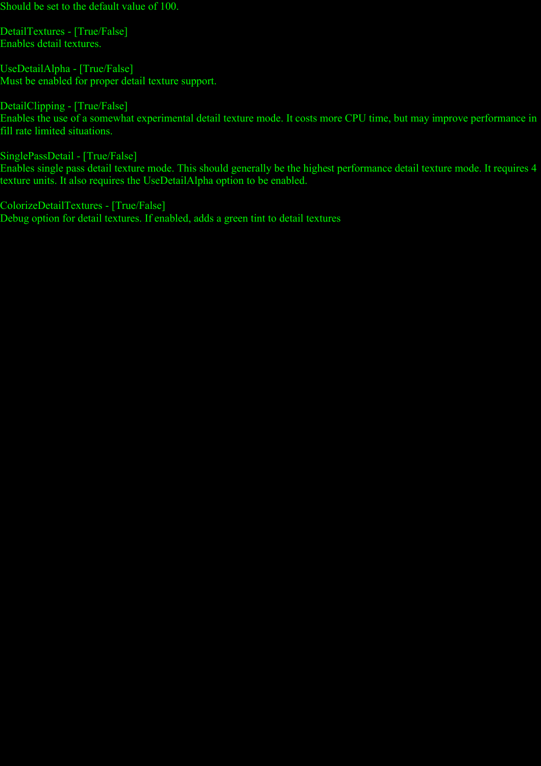Should be set to the default value of 100.

DetailTextures - [True/False]
Enables detail textures.

UseDetailAlpha - [True/False]
Must be enabled for proper detail texture support.

DetailClipping - [True/False]
Enables the use of a somewhat experimental detail texture mode. It costs more CPU time, but may improve performance in fill rate limited situations.

SinglePassDetail - [True/False]
Enables single pass detail texture mode. This should generally be the highest performance detail texture mode. It requires 4 texture units. It also requires the UseDetailAlpha option to be enabled.

ColorizeDetailTextures - [True/False]
Debug option for detail textures. If enabled, adds a green tint to detail textures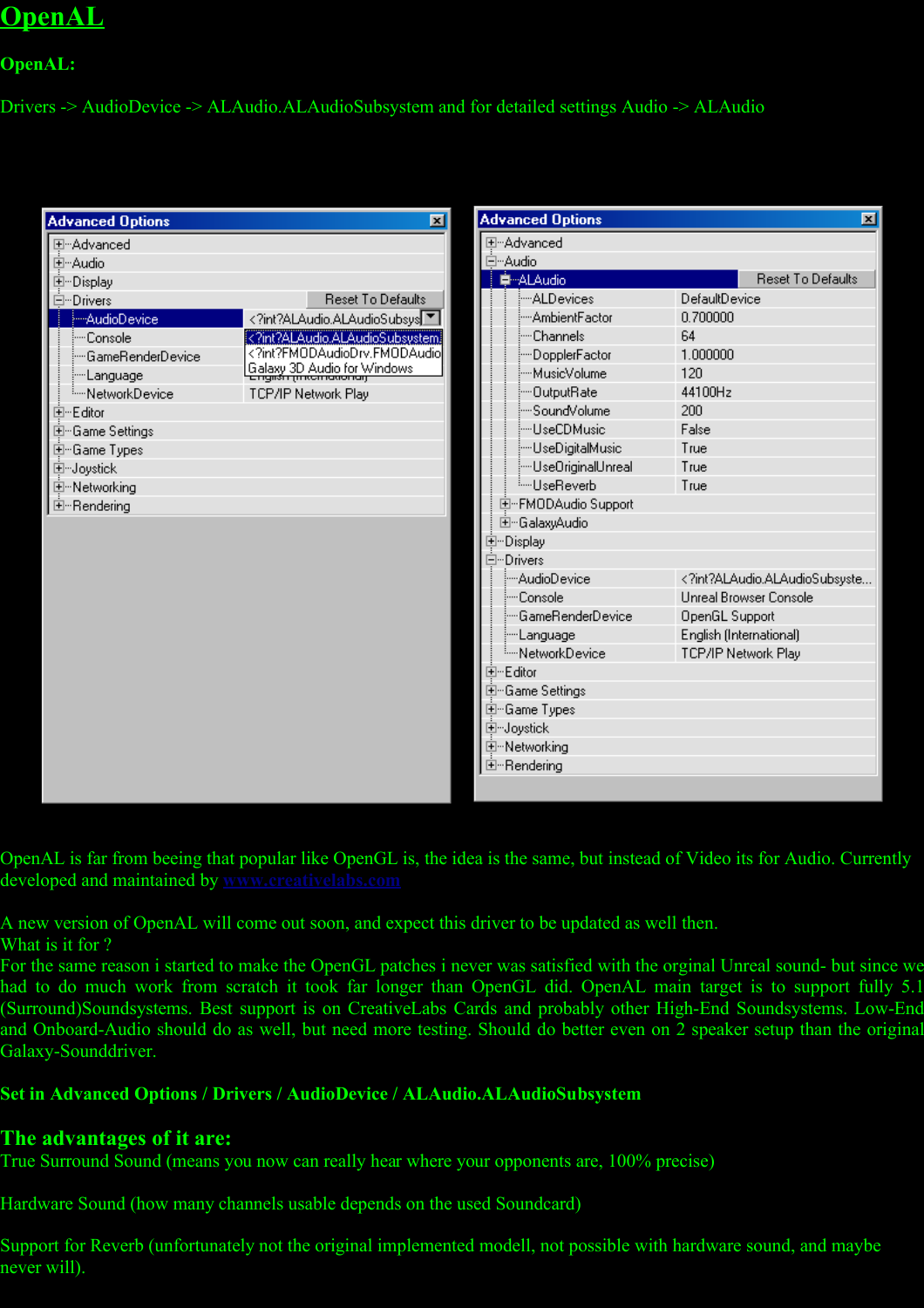# OpenAL

**OpenAL:**

Drivers -> AudioDevice -> ALAudio.ALAudioSubsystem and for detailed settings Audio -> ALAudio

OpenAL is far from beeing that popular like OpenGL is, the idea is the same, but instead of Video its for Audio. Currently developed and maintained by www.creativelabs.com

A new version of OpenAL will come out soon, and expect this driver to be updated as well then.
What is it for ?
For the same reason i started to make the OpenGL patches i never was satisfied with the orginal Unreal sound- but since we had to do much work from scratch it took far longer than OpenGL did. OpenAL main target is to support fully 5.1 (Surround)Soundsystems. Best support is on CreativeLabs Cards and probably other High-End Soundsystems. Low-End and Onboard-Audio should do as well, but need more testing. Should do better even on 2 speaker setup than the original Galaxy-Sounddriver.

**Set in Advanced Options / Drivers / AudioDevice / ALAudio.ALAudioSubsystem**

## The advantages of it are:

True Surround Sound (means you now can really hear where your opponents are, 100% precise)

Hardware Sound (how many channels usable depends on the used Soundcard)

Support for Reverb (unfortunately not the original implemented modell, not possible with hardware sound, and maybe never will).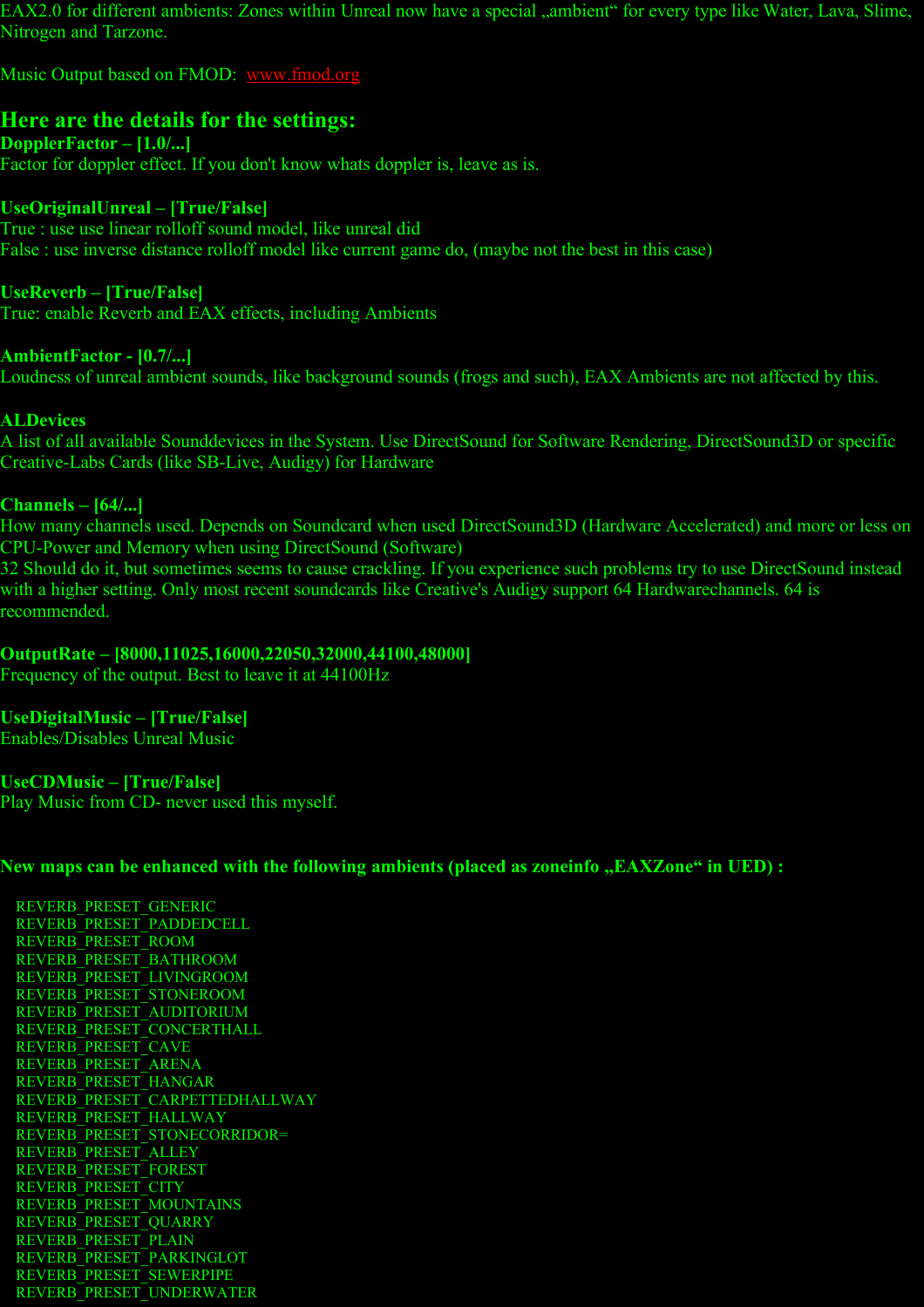EAX2.0 for different ambients: Zones within Unreal now have a special „ambient“ for every type like Water, Lava, Slime, Nitrogen and Tarzone.

Music Output based on FMOD: www.fmod.org

## Here are the details for the settings:

**DopplerFactor – [1.0/...]**
Factor for doppler effect. If you don't know whats doppler is, leave as is.

**UseOriginalUnreal – [True/False]**
True : use use linear rolloff sound model, like unreal did
False : use inverse distance rolloff model like current game do, (maybe not the best in this case)

**UseReverb – [True/False]**
True: enable Reverb and EAX effects, including Ambients

**AmbientFactor - [0.7/...]**
Loudness of unreal ambient sounds, like background sounds (frogs and such), EAX Ambients are not affected by this.

**ALDevices**
A list of all available Sounddevices in the System. Use DirectSound for Software Rendering, DirectSound3D or specific Creative-Labs Cards (like SB-Live, Audigy) for Hardware

**Channels – [64/...]**
How many channels used. Depends on Soundcard when used DirectSound3D (Hardware Accelerated) and more or less on CPU-Power and Memory when using DirectSound (Software)
32 Should do it, but sometimes seems to cause crackling. If you experience such problems try to use DirectSound instead with a higher setting. Only most recent soundcards like Creative's Audigy support 64 Hardwarechannels. 64 is recommended.

**OutputRate – [8000,11025,16000,22050,32000,44100,48000]**
Frequency of the output. Best to leave it at 44100Hz

**UseDigitalMusic – [True/False]**
Enables/Disables Unreal Music

**UseCDMusic – [True/False]**
Play Music from CD- never used this myself.

**New maps can be enhanced with the following ambients (placed as zoneinfo „EAXZone“ in UED) :**

REVERB_PRESET_GENERIC
REVERB_PRESET_PADDEDCELL
REVERB_PRESET_ROOM
REVERB_PRESET_BATHROOM
REVERB_PRESET_LIVINGROOM
REVERB_PRESET_STONEROOM
REVERB_PRESET_AUDITORIUM
REVERB_PRESET_CONCERTHALL
REVERB_PRESET_CAVE
REVERB_PRESET_ARENA
REVERB_PRESET_HANGAR
REVERB_PRESET_CARPETTEDHALLWAY
REVERB_PRESET_HALLWAY
REVERB_PRESET_STONECORRIDOR=
REVERB_PRESET_ALLEY
REVERB_PRESET_FOREST
REVERB_PRESET_CITY
REVERB_PRESET_MOUNTAINS
REVERB_PRESET_QUARRY
REVERB_PRESET_PLAIN
REVERB_PRESET_PARKINGLOT
REVERB_PRESET_SEWERPIPE
REVERB_PRESET_UNDERWATER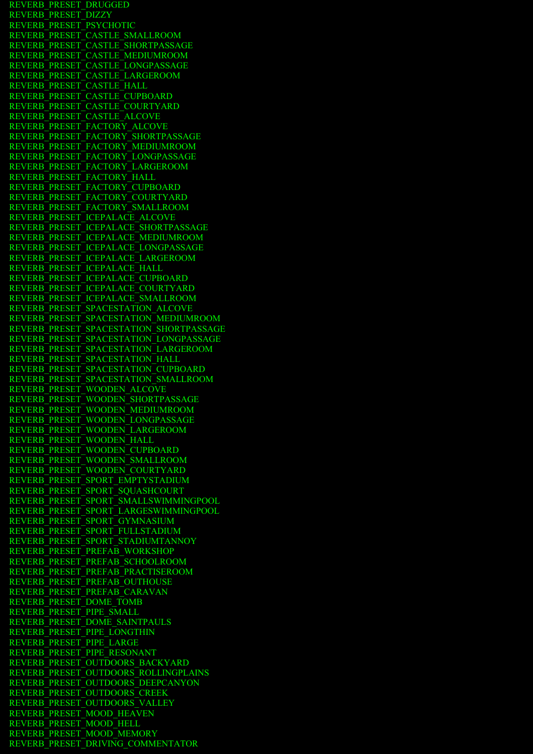REVERB_PRESET_DRUGGED
REVERB_PRESET_DIZZY
REVERB_PRESET_PSYCHOTIC
REVERB_PRESET_CASTLE_SMALLROOM
REVERB_PRESET_CASTLE_SHORTPASSAGE
REVERB_PRESET_CASTLE_MEDIUMROOM
REVERB_PRESET_CASTLE_LONGPASSAGE
REVERB_PRESET_CASTLE_LARGEROOM
REVERB_PRESET_CASTLE_HALL
REVERB_PRESET_CASTLE_CUPBOARD
REVERB_PRESET_CASTLE_COURTYARD
REVERB_PRESET_CASTLE_ALCOVE
REVERB_PRESET_FACTORY_ALCOVE
REVERB_PRESET_FACTORY_SHORTPASSAGE
REVERB_PRESET_FACTORY_MEDIUMROOM
REVERB_PRESET_FACTORY_LONGPASSAGE
REVERB_PRESET_FACTORY_LARGEROOM
REVERB_PRESET_FACTORY_HALL
REVERB_PRESET_FACTORY_CUPBOARD
REVERB_PRESET_FACTORY_COURTYARD
REVERB_PRESET_FACTORY_SMALLROOM
REVERB_PRESET_ICEPALACE_ALCOVE
REVERB_PRESET_ICEPALACE_SHORTPASSAGE
REVERB_PRESET_ICEPALACE_MEDIUMROOM
REVERB_PRESET_ICEPALACE_LONGPASSAGE
REVERB_PRESET_ICEPALACE_LARGEROOM
REVERB_PRESET_ICEPALACE_HALL
REVERB_PRESET_ICEPALACE_CUPBOARD
REVERB_PRESET_ICEPALACE_COURTYARD
REVERB_PRESET_ICEPALACE_SMALLROOM
REVERB_PRESET_SPACESTATION_ALCOVE
REVERB_PRESET_SPACESTATION_MEDIUMROOM
REVERB_PRESET_SPACESTATION_SHORTPASSAGE
REVERB_PRESET_SPACESTATION_LONGPASSAGE
REVERB_PRESET_SPACESTATION_LARGEROOM
REVERB_PRESET_SPACESTATION_HALL
REVERB_PRESET_SPACESTATION_CUPBOARD
REVERB_PRESET_SPACESTATION_SMALLROOM
REVERB_PRESET_WOODEN_ALCOVE
REVERB_PRESET_WOODEN_SHORTPASSAGE
REVERB_PRESET_WOODEN_MEDIUMROOM
REVERB_PRESET_WOODEN_LONGPASSAGE
REVERB_PRESET_WOODEN_LARGEROOM
REVERB_PRESET_WOODEN_HALL
REVERB_PRESET_WOODEN_CUPBOARD
REVERB_PRESET_WOODEN_SMALLROOM
REVERB_PRESET_WOODEN_COURTYARD
REVERB_PRESET_SPORT_EMPTYSTADIUM
REVERB_PRESET_SPORT_SQUASHCOURT
REVERB_PRESET_SPORT_SMALLSWIMMINGPOOL
REVERB_PRESET_SPORT_LARGESWIMMINGPOOL
REVERB_PRESET_SPORT_GYMNASIUM
REVERB_PRESET_SPORT_FULLSTADIUM
REVERB_PRESET_SPORT_STADIUMTANNOY
REVERB_PRESET_PREFAB_WORKSHOP
REVERB_PRESET_PREFAB_SCHOOLROOM
REVERB_PRESET_PREFAB_PRACTISEROOM
REVERB_PRESET_PREFAB_OUTHOUSE
REVERB_PRESET_PREFAB_CARAVAN
REVERB_PRESET_DOME_TOMB
REVERB_PRESET_PIPE_SMALL
REVERB_PRESET_DOME_SAINTPAULS
REVERB_PRESET_PIPE_LONGTHIN
REVERB_PRESET_PIPE_LARGE
REVERB_PRESET_PIPE_RESONANT
REVERB_PRESET_OUTDOORS_BACKYARD
REVERB_PRESET_OUTDOORS_ROLLINGPLAINS
REVERB_PRESET_OUTDOORS_DEEPCANYON
REVERB_PRESET_OUTDOORS_CREEK
REVERB_PRESET_OUTDOORS_VALLEY
REVERB_PRESET_MOOD_HEAVEN
REVERB_PRESET_MOOD_HELL
REVERB_PRESET_MOOD_MEMORY
REVERB_PRESET_DRIVING_COMMENTATOR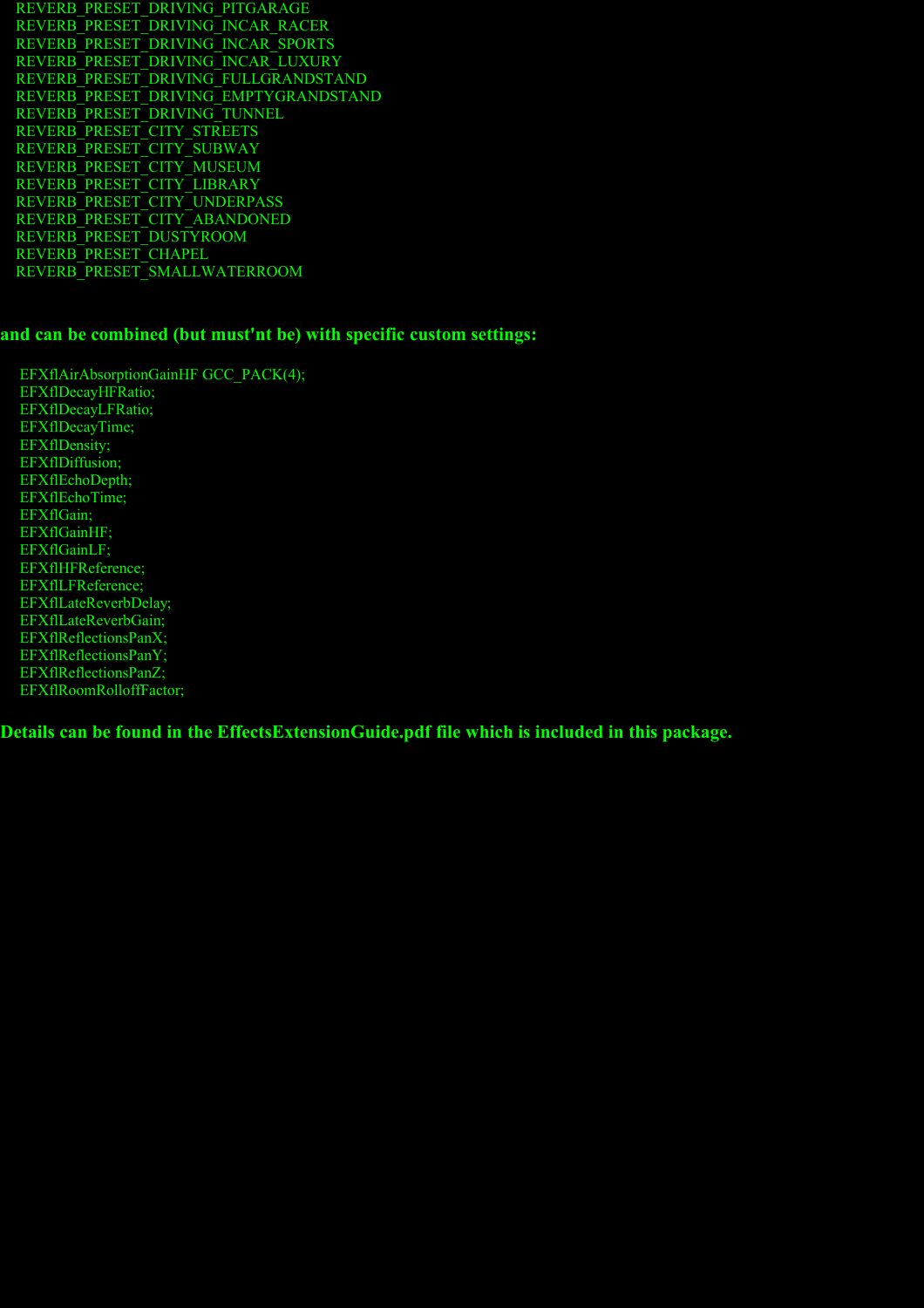REVERB_PRESET_DRIVING_PITGARAGE
REVERB_PRESET_DRIVING_INCAR_RACER
REVERB_PRESET_DRIVING_INCAR_SPORTS
REVERB_PRESET_DRIVING_INCAR_LUXURY
REVERB_PRESET_DRIVING_FULLGRANDSTAND
REVERB_PRESET_DRIVING_EMPTYGRANDSTAND
REVERB_PRESET_DRIVING_TUNNEL
REVERB_PRESET_CITY_STREETS
REVERB_PRESET_CITY_SUBWAY
REVERB_PRESET_CITY_MUSEUM
REVERB_PRESET_CITY_LIBRARY
REVERB_PRESET_CITY_UNDERPASS
REVERB_PRESET_CITY_ABANDONED
REVERB_PRESET_DUSTYROOM
REVERB_PRESET_CHAPEL
REVERB_PRESET_SMALLWATERROOM

**and can be combined (but must'nt be) with specific custom settings:**

```
EFXflAirAbsorptionGainHF GCC_PACK(4);
EFXflDecayHFRatio;
EFXflDecayLFRatio;
EFXflDecayTime;
EFXflDensity;
EFXflDiffusion;
EFXflEchoDepth;
EFXflEchoTime;
EFXflGain;
EFXflGainHF;
EFXflGainLF;
EFXflHFReference;
EFXflLFReference;
EFXflLateReverbDelay;
EFXflLateReverbGain;
EFXflReflectionsPanX;
EFXflReflectionsPanY;
EFXflReflectionsPanZ;
EFXflRoomRolloffFactor;
```

**Details can be found in the EffectsExtensionGuide.pdf file which is included in this package.**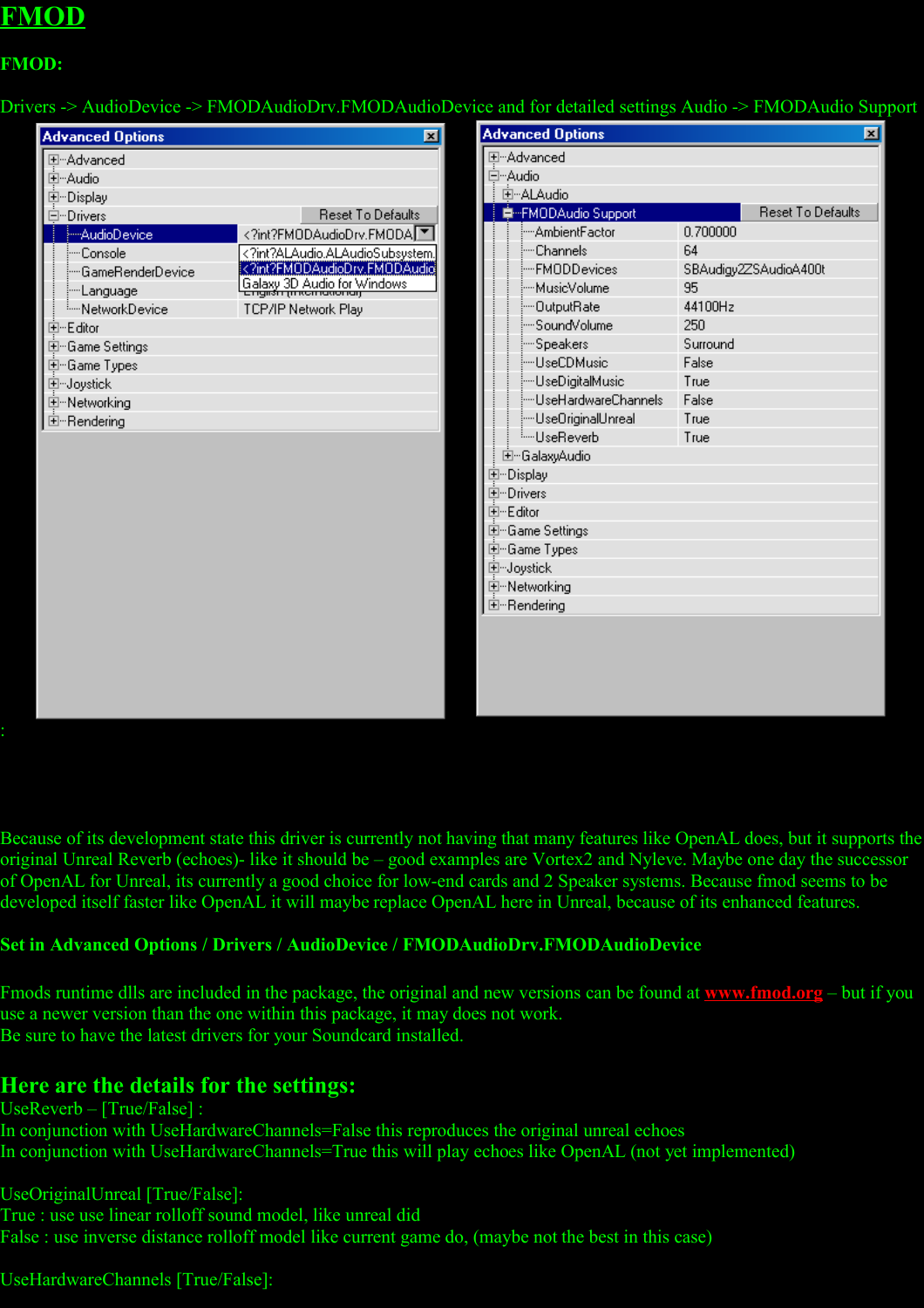# FMOD

**FMOD:**

Drivers -> AudioDevice -> FMODAudioDrv.FMODAudioDevice and for detailed settings Audio -> FMODAudio Support

:

Because of its development state this driver is currently not having that many features like OpenAL does, but it supports the original Unreal Reverb (echoes)- like it should be – good examples are Vortex2 and Nyleve. Maybe one day the successor of OpenAL for Unreal, its currently a good choice for low-end cards and 2 Speaker systems. Because fmod seems to be developed itself faster like OpenAL it will maybe replace OpenAL here in Unreal, because of its enhanced features.

**Set in Advanced Options / Drivers / AudioDevice / FMODAudioDrv.FMODAudioDevice**

Fmods runtime dlls are included in the package, the original and new versions can be found at [www.fmod.org](http://www.fmod.org) – but if you use a newer version than the one within this package, it may does not work.
Be sure to have the latest drivers for your Soundcard installed.

## Here are the details for the settings:

UseReverb – [True/False] :
In conjunction with UseHardwareChannels=False this reproduces the original unreal echoes
In conjunction with UseHardwareChannels=True this will play echoes like OpenAL (not yet implemented)

UseOriginalUnreal [True/False]:
True : use use linear rolloff sound model, like unreal did
False : use inverse distance rolloff model like current game do, (maybe not the best in this case)

UseHardwareChannels [True/False]: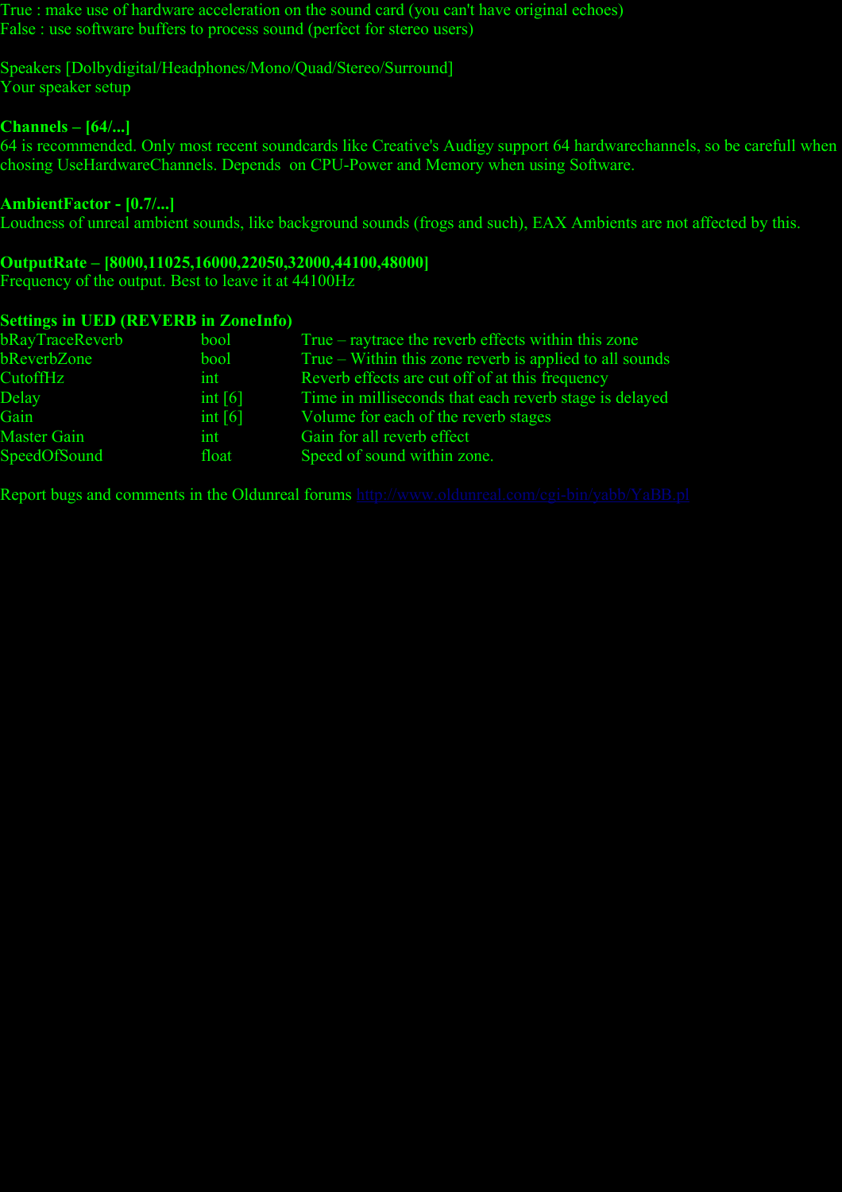True : make use of hardware acceleration on the sound card (you can't have original echoes)
False : use software buffers to process sound (perfect for stereo users)

Speakers [Dolbydigital/Headphones/Mono/Quad/Stereo/Surround]
Your speaker setup

**Channels – [64/...]**
64 is recommended. Only most recent soundcards like Creative's Audigy support 64 hardwarechannels, so be carefull when chosing UseHardwareChannels. Depends on CPU-Power and Memory when using Software.

**AmbientFactor - [0.7/...]**
Loudness of unreal ambient sounds, like background sounds (frogs and such), EAX Ambients are not affected by this.

**OutputRate – [8000,11025,16000,22050,32000,44100,48000]**
Frequency of the output. Best to leave it at 44100Hz

**Settings in UED (REVERB in ZoneInfo)**

| | | |
|---|---|---|
| bRayTraceReverb | bool | True – raytrace the reverb effects within this zone |
| bReverbZone | bool | True – Within this zone reverb is applied to all sounds |
| CutoffHz | int | Reverb effects are cut off of at this frequency |
| Delay | int [6] | Time in milliseconds that each reverb stage is delayed |
| Gain | int [6] | Volume for each of the reverb stages |
| Master Gain | int | Gain for all reverb effect |
| SpeedOfSound | float | Speed of sound within zone. |

Report bugs and comments in the Oldunreal forums http://www.oldunreal.com/cgi-bin/yabb/YaBB.pl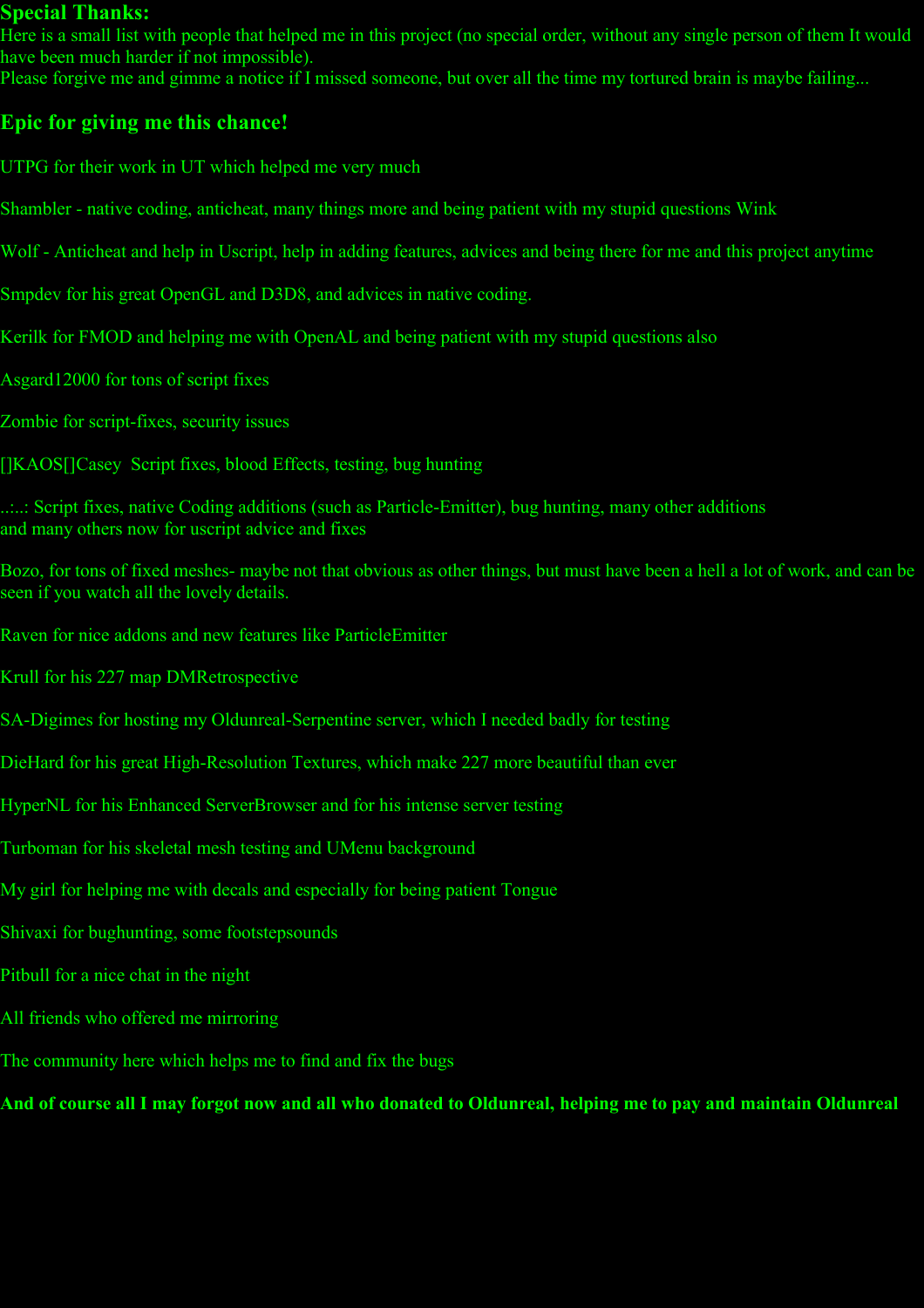## Special Thanks:

Here is a small list with people that helped me in this project (no special order, without any single person of them It would have been much harder if not impossible).
Please forgive me and gimme a notice if I missed someone, but over all the time my tortured brain is maybe failing...

### Epic for giving me this chance!

UTPG for their work in UT which helped me very much

Shambler - native coding, anticheat, many things more and being patient with my stupid questions Wink

Wolf - Anticheat and help in Uscript, help in adding features, advices and being there for me and this project anytime

Smpdev for his great OpenGL and D3D8, and advices in native coding.

Kerilk for FMOD and helping me with OpenAL and being patient with my stupid questions also

Asgard12000 for tons of script fixes

Zombie for script-fixes, security issues

[]KAOS[]Casey  Script fixes, blood Effects, testing, bug hunting

..:..: Script fixes, native Coding additions (such as Particle-Emitter), bug hunting, many other additions
and many others now for uscript advice and fixes

Bozo, for tons of fixed meshes- maybe not that obvious as other things, but must have been a hell a lot of work, and can be seen if you watch all the lovely details.

Raven for nice addons and new features like ParticleEmitter

Krull for his 227 map DMRetrospective

SA-Digimes for hosting my Oldunreal-Serpentine server, which I needed badly for testing

DieHard for his great High-Resolution Textures, which make 227 more beautiful than ever

HyperNL for his Enhanced ServerBrowser and for his intense server testing

Turboman for his skeletal mesh testing and UMenu background

My girl for helping me with decals and especially for being patient Tongue

Shivaxi for bughunting, some footstepsounds

Pitbull for a nice chat in the night

All friends who offered me mirroring

The community here which helps me to find and fix the bugs

**And of course all I may forgot now and all who donated to Oldunreal, helping me to pay and maintain Oldunreal**